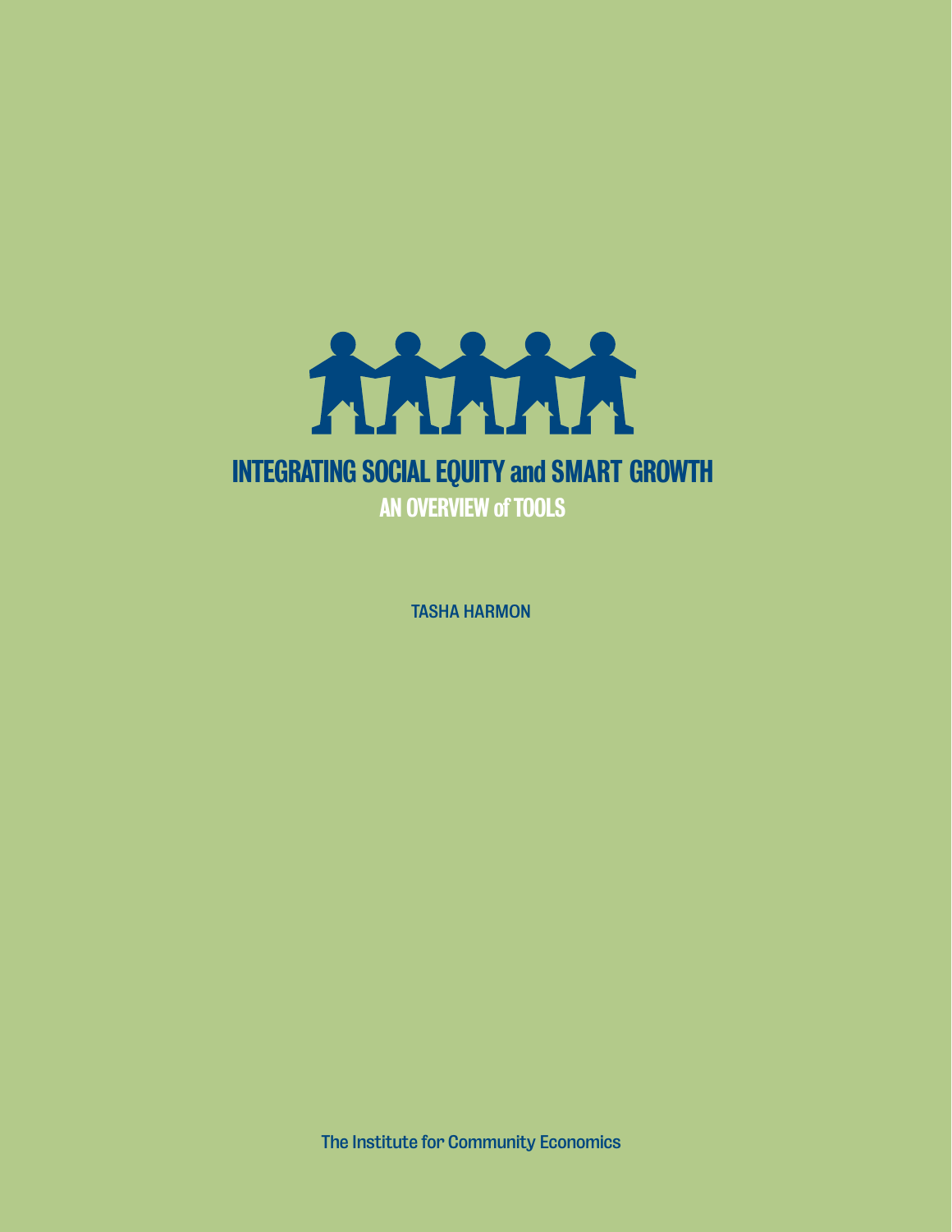# INTEGRATING SOCIAL EQUITY and SMART GROWTH

## AN OVERVIEW of TOOLS

TASHA HARMON

The Institute for Community Economics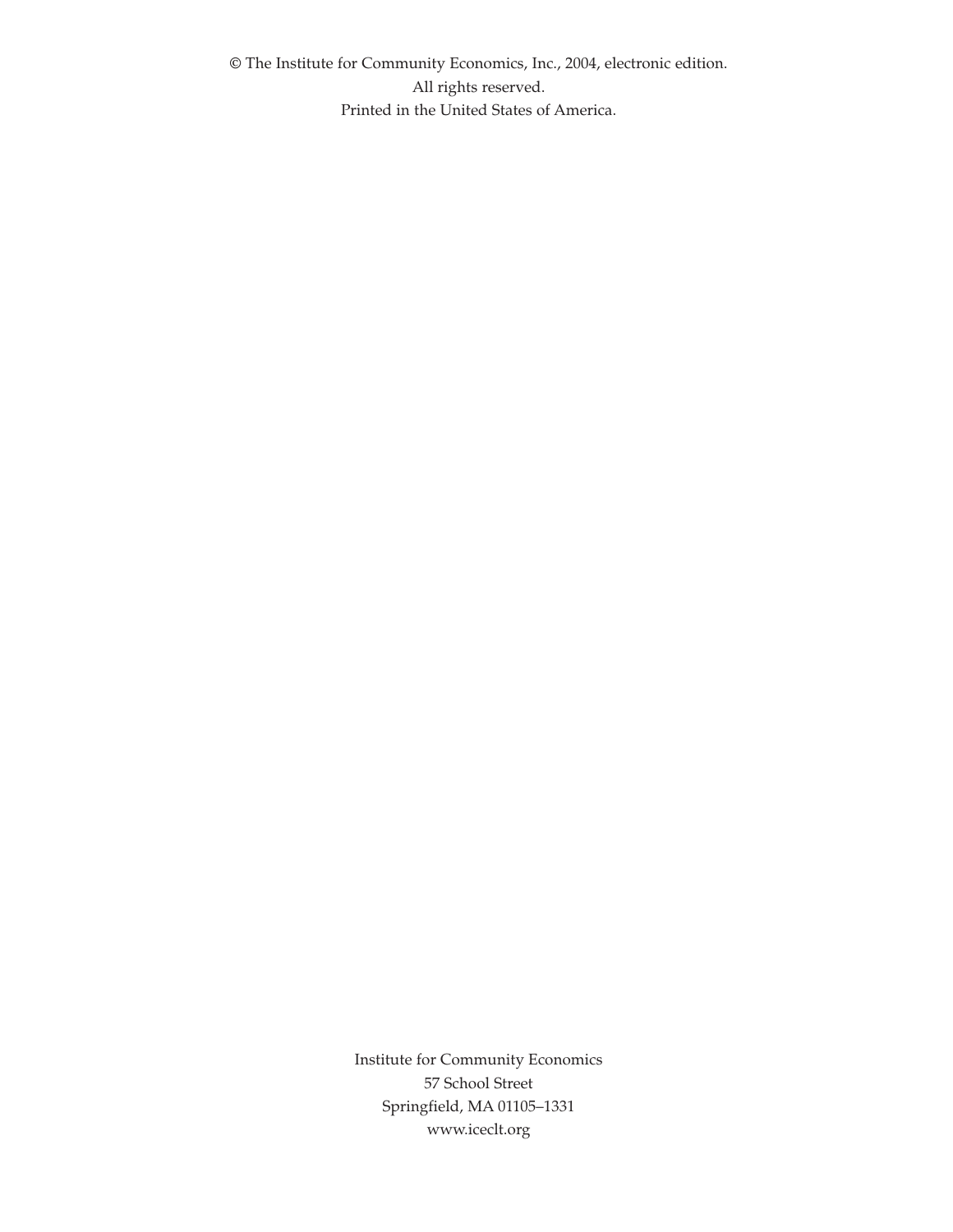© The Institute for Community Economics, Inc., 2004, electronic edition.
All rights reserved.
Printed in the United States of America.

Institute for Community Economics
57 School Street
Springfield, MA 01105–1331
www.iceclt.org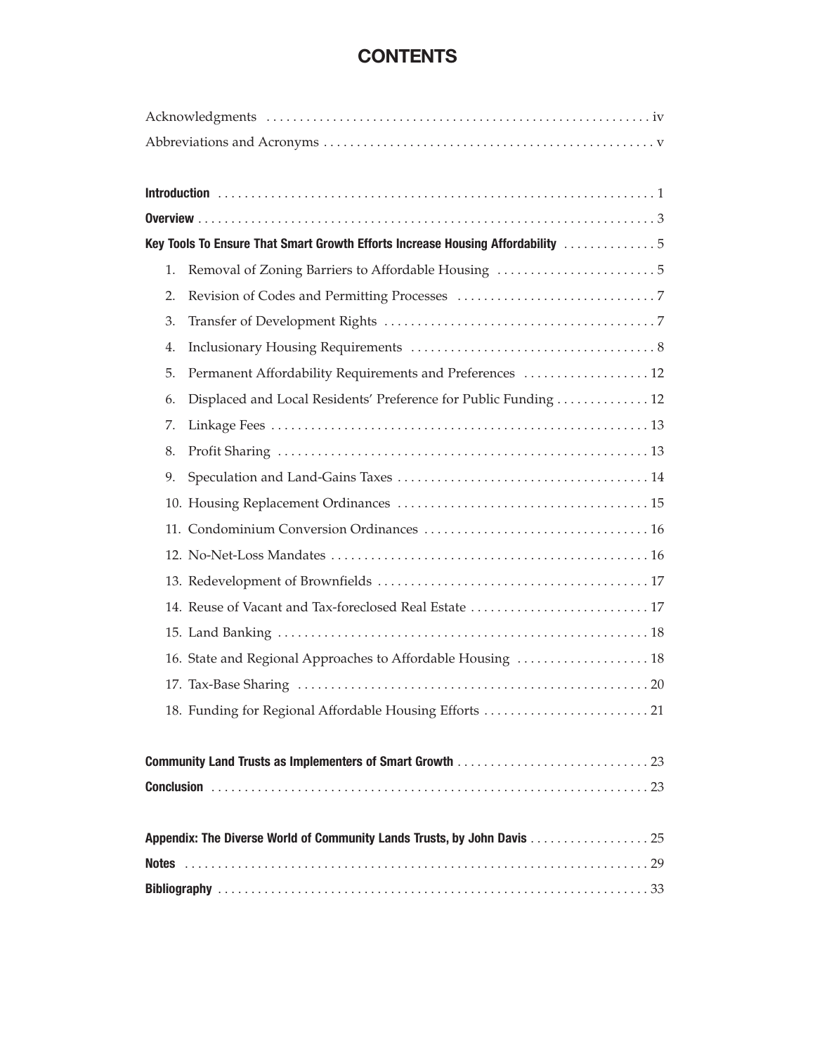# CONTENTS

Acknowledgments ..... iv

Abbreviations and Acronyms ..... v

**Introduction** ..... 1

**Overview** ..... 3

**Key Tools To Ensure That Smart Growth Efforts Increase Housing Affordability** ..... 5

1. Removal of Zoning Barriers to Affordable Housing ..... 5
2. Revision of Codes and Permitting Processes ..... 7
3. Transfer of Development Rights ..... 7
4. Inclusionary Housing Requirements ..... 8
5. Permanent Affordability Requirements and Preferences ..... 12
6. Displaced and Local Residents' Preference for Public Funding ..... 12
7. Linkage Fees ..... 13
8. Profit Sharing ..... 13
9. Speculation and Land-Gains Taxes ..... 14
10. Housing Replacement Ordinances ..... 15
11. Condominium Conversion Ordinances ..... 16
12. No-Net-Loss Mandates ..... 16
13. Redevelopment of Brownfields ..... 17
14. Reuse of Vacant and Tax-foreclosed Real Estate ..... 17
15. Land Banking ..... 18
16. State and Regional Approaches to Affordable Housing ..... 18
17. Tax-Base Sharing ..... 20
18. Funding for Regional Affordable Housing Efforts ..... 21

**Community Land Trusts as Implementers of Smart Growth** ..... 23

**Conclusion** ..... 23

**Appendix: The Diverse World of Community Lands Trusts, by John Davis** ..... 25

**Notes** ..... 29

**Bibliography** ..... 33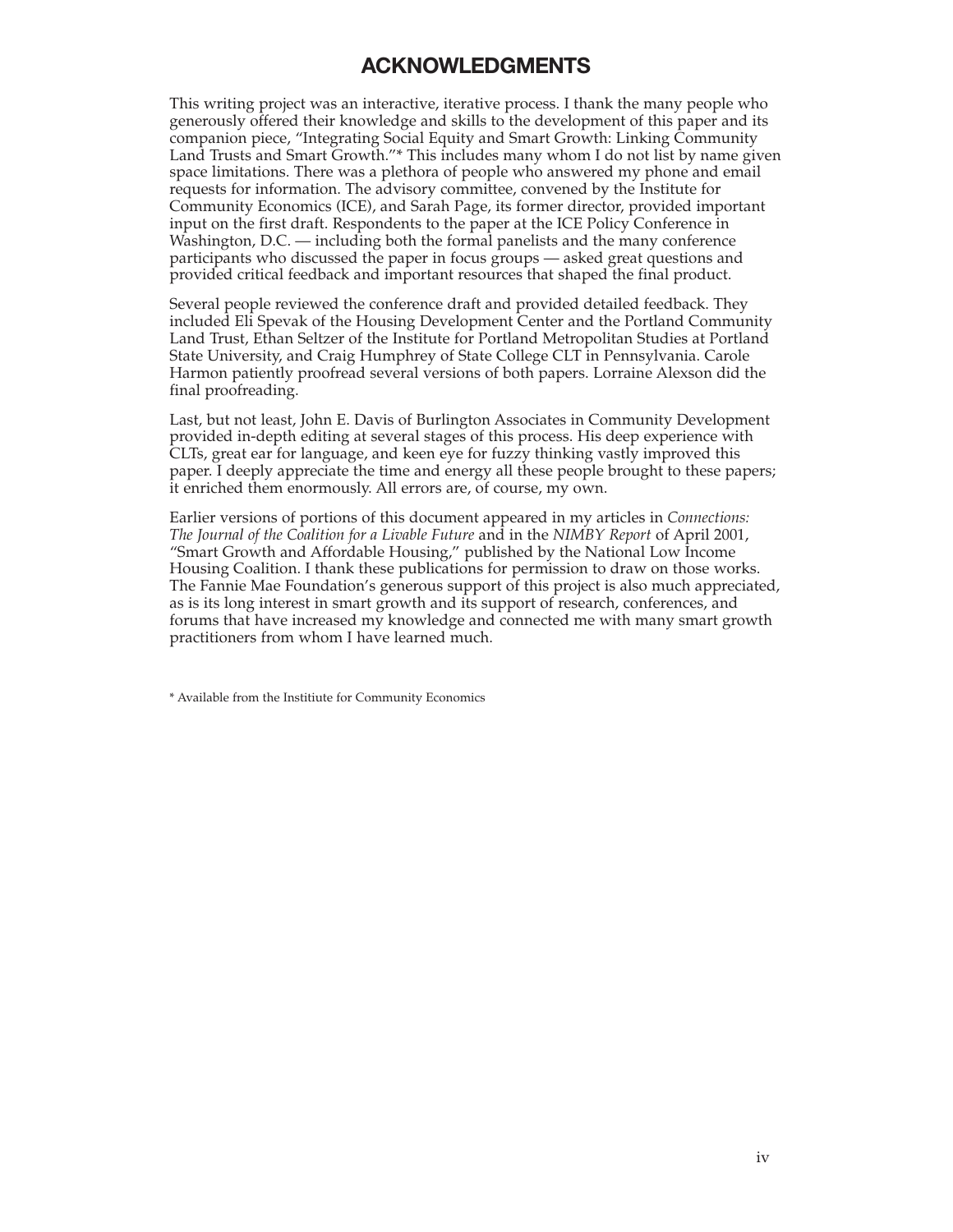# ACKNOWLEDGMENTS

This writing project was an interactive, iterative process. I thank the many people who generously offered their knowledge and skills to the development of this paper and its companion piece, "Integrating Social Equity and Smart Growth: Linking Community Land Trusts and Smart Growth."* This includes many whom I do not list by name given space limitations. There was a plethora of people who answered my phone and email requests for information. The advisory committee, convened by the Institute for Community Economics (ICE), and Sarah Page, its former director, provided important input on the first draft. Respondents to the paper at the ICE Policy Conference in Washington, D.C. — including both the formal panelists and the many conference participants who discussed the paper in focus groups — asked great questions and provided critical feedback and important resources that shaped the final product.

Several people reviewed the conference draft and provided detailed feedback. They included Eli Spevak of the Housing Development Center and the Portland Community Land Trust, Ethan Seltzer of the Institute for Portland Metropolitan Studies at Portland State University, and Craig Humphrey of State College CLT in Pennsylvania. Carole Harmon patiently proofread several versions of both papers. Lorraine Alexson did the final proofreading.

Last, but not least, John E. Davis of Burlington Associates in Community Development provided in-depth editing at several stages of this process. His deep experience with CLTs, great ear for language, and keen eye for fuzzy thinking vastly improved this paper. I deeply appreciate the time and energy all these people brought to these papers; it enriched them enormously. All errors are, of course, my own.

Earlier versions of portions of this document appeared in my articles in *Connections: The Journal of the Coalition for a Livable Future* and in the *NIMBY Report* of April 2001, "Smart Growth and Affordable Housing," published by the National Low Income Housing Coalition. I thank these publications for permission to draw on those works. The Fannie Mae Foundation's generous support of this project is also much appreciated, as is its long interest in smart growth and its support of research, conferences, and forums that have increased my knowledge and connected me with many smart growth practitioners from whom I have learned much.

* Available from the Instituite for Community Economics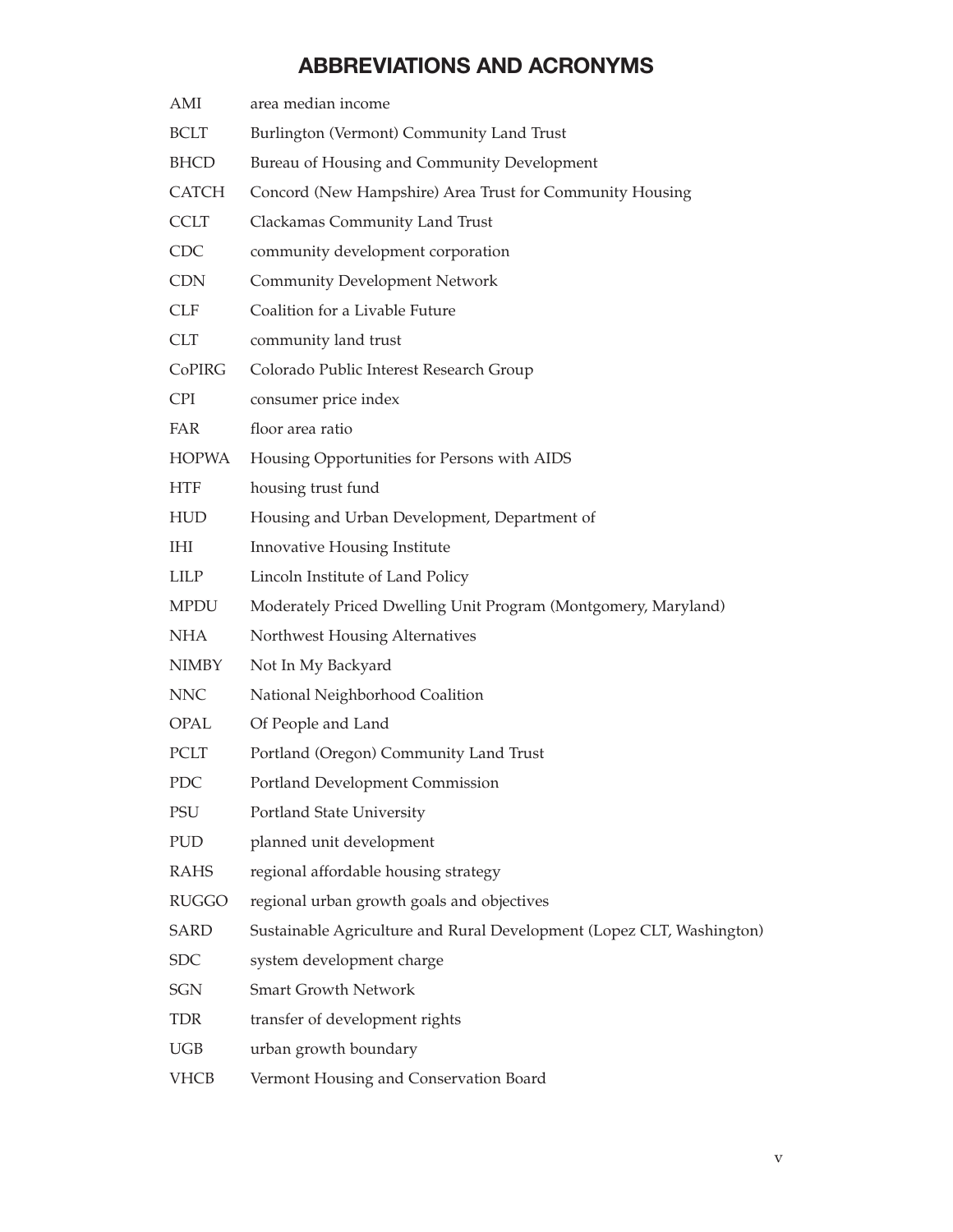# ABBREVIATIONS AND ACRONYMS

| | |
|---|---|
| AMI | area median income |
| BCLT | Burlington (Vermont) Community Land Trust |
| BHCD | Bureau of Housing and Community Development |
| CATCH | Concord (New Hampshire) Area Trust for Community Housing |
| CCLT | Clackamas Community Land Trust |
| CDC | community development corporation |
| CDN | Community Development Network |
| CLF | Coalition for a Livable Future |
| CLT | community land trust |
| CoPIRG | Colorado Public Interest Research Group |
| CPI | consumer price index |
| FAR | floor area ratio |
| HOPWA | Housing Opportunities for Persons with AIDS |
| HTF | housing trust fund |
| HUD | Housing and Urban Development, Department of |
| IHI | Innovative Housing Institute |
| LILP | Lincoln Institute of Land Policy |
| MPDU | Moderately Priced Dwelling Unit Program (Montgomery, Maryland) |
| NHA | Northwest Housing Alternatives |
| NIMBY | Not In My Backyard |
| NNC | National Neighborhood Coalition |
| OPAL | Of People and Land |
| PCLT | Portland (Oregon) Community Land Trust |
| PDC | Portland Development Commission |
| PSU | Portland State University |
| PUD | planned unit development |
| RAHS | regional affordable housing strategy |
| RUGGO | regional urban growth goals and objectives |
| SARD | Sustainable Agriculture and Rural Development (Lopez CLT, Washington) |
| SDC | system development charge |
| SGN | Smart Growth Network |
| TDR | transfer of development rights |
| UGB | urban growth boundary |
| VHCB | Vermont Housing and Conservation Board |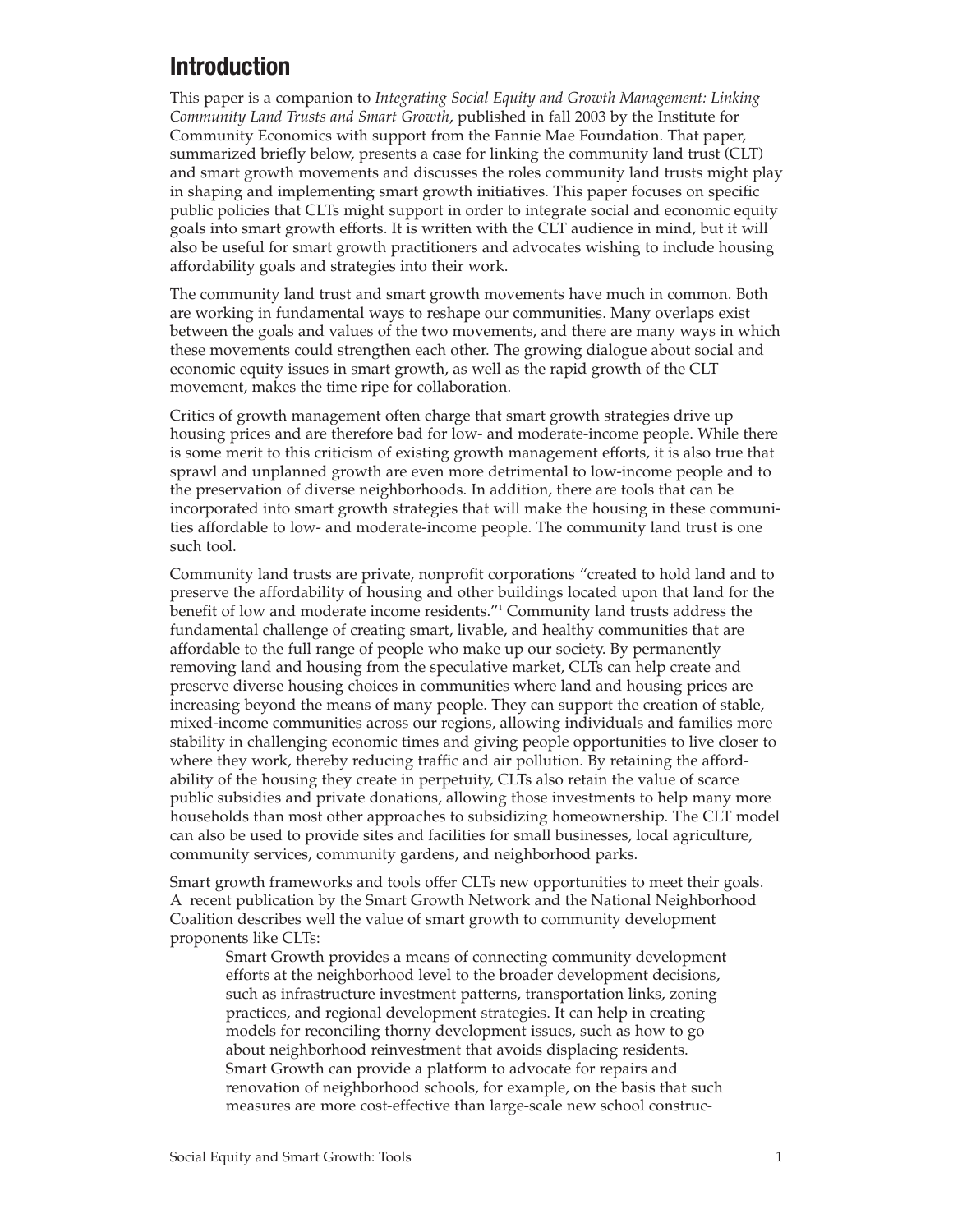# Introduction

This paper is a companion to *Integrating Social Equity and Growth Management: Linking Community Land Trusts and Smart Growth*, published in fall 2003 by the Institute for Community Economics with support from the Fannie Mae Foundation. That paper, summarized briefly below, presents a case for linking the community land trust (CLT) and smart growth movements and discusses the roles community land trusts might play in shaping and implementing smart growth initiatives. This paper focuses on specific public policies that CLTs might support in order to integrate social and economic equity goals into smart growth efforts. It is written with the CLT audience in mind, but it will also be useful for smart growth practitioners and advocates wishing to include housing affordability goals and strategies into their work.

The community land trust and smart growth movements have much in common. Both are working in fundamental ways to reshape our communities. Many overlaps exist between the goals and values of the two movements, and there are many ways in which these movements could strengthen each other. The growing dialogue about social and economic equity issues in smart growth, as well as the rapid growth of the CLT movement, makes the time ripe for collaboration.

Critics of growth management often charge that smart growth strategies drive up housing prices and are therefore bad for low- and moderate-income people. While there is some merit to this criticism of existing growth management efforts, it is also true that sprawl and unplanned growth are even more detrimental to low-income people and to the preservation of diverse neighborhoods. In addition, there are tools that can be incorporated into smart growth strategies that will make the housing in these communities affordable to low- and moderate-income people. The community land trust is one such tool.

Community land trusts are private, nonprofit corporations "created to hold land and to preserve the affordability of housing and other buildings located upon that land for the benefit of low and moderate income residents."[1] Community land trusts address the fundamental challenge of creating smart, livable, and healthy communities that are affordable to the full range of people who make up our society. By permanently removing land and housing from the speculative market, CLTs can help create and preserve diverse housing choices in communities where land and housing prices are increasing beyond the means of many people. They can support the creation of stable, mixed-income communities across our regions, allowing individuals and families more stability in challenging economic times and giving people opportunities to live closer to where they work, thereby reducing traffic and air pollution. By retaining the affordability of the housing they create in perpetuity, CLTs also retain the value of scarce public subsidies and private donations, allowing those investments to help many more households than most other approaches to subsidizing homeownership. The CLT model can also be used to provide sites and facilities for small businesses, local agriculture, community services, community gardens, and neighborhood parks.

Smart growth frameworks and tools offer CLTs new opportunities to meet their goals. A recent publication by the Smart Growth Network and the National Neighborhood Coalition describes well the value of smart growth to community development proponents like CLTs:

> Smart Growth provides a means of connecting community development efforts at the neighborhood level to the broader development decisions, such as infrastructure investment patterns, transportation links, zoning practices, and regional development strategies. It can help in creating models for reconciling thorny development issues, such as how to go about neighborhood reinvestment that avoids displacing residents. Smart Growth can provide a platform to advocate for repairs and renovation of neighborhood schools, for example, on the basis that such measures are more cost-effective than large-scale new school construc-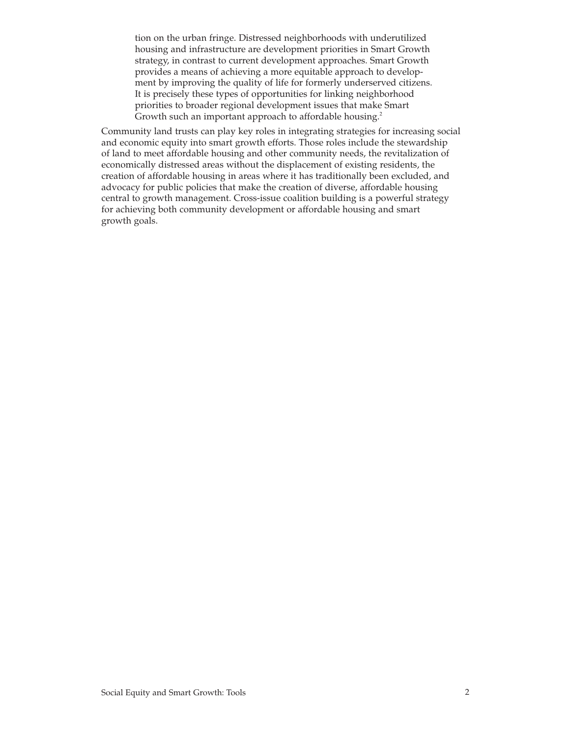> tion on the urban fringe. Distressed neighborhoods with underutilized housing and infrastructure are development priorities in Smart Growth strategy, in contrast to current development approaches. Smart Growth provides a means of achieving a more equitable approach to development by improving the quality of life for formerly underserved citizens. It is precisely these types of opportunities for linking neighborhood priorities to broader regional development issues that make Smart Growth such an important approach to affordable housing.[2]

Community land trusts can play key roles in integrating strategies for increasing social and economic equity into smart growth efforts. Those roles include the stewardship of land to meet affordable housing and other community needs, the revitalization of economically distressed areas without the displacement of existing residents, the creation of affordable housing in areas where it has traditionally been excluded, and advocacy for public policies that make the creation of diverse, affordable housing central to growth management. Cross-issue coalition building is a powerful strategy for achieving both community development or affordable housing and smart growth goals.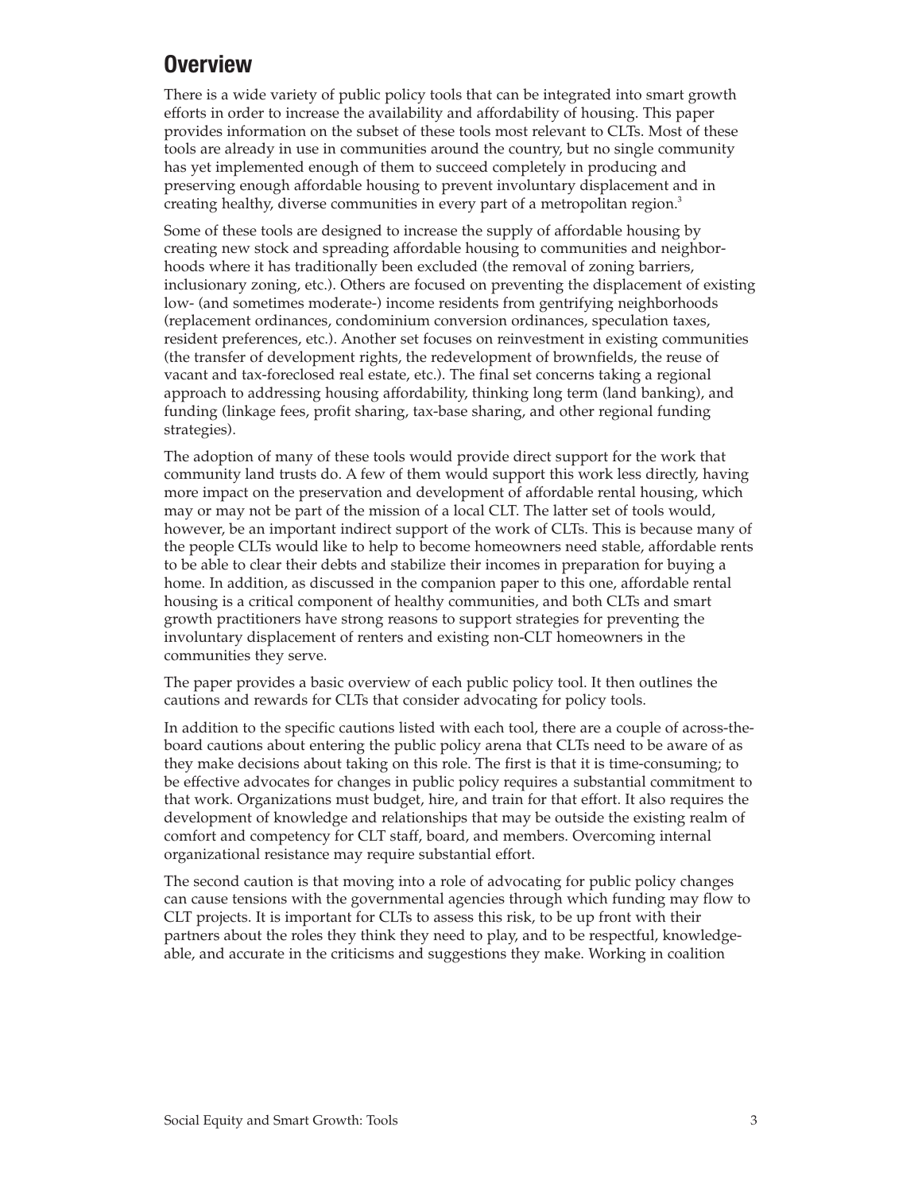## Overview

There is a wide variety of public policy tools that can be integrated into smart growth efforts in order to increase the availability and affordability of housing. This paper provides information on the subset of these tools most relevant to CLTs. Most of these tools are already in use in communities around the country, but no single community has yet implemented enough of them to succeed completely in producing and preserving enough affordable housing to prevent involuntary displacement and in creating healthy, diverse communities in every part of a metropolitan region.[3]

Some of these tools are designed to increase the supply of affordable housing by creating new stock and spreading affordable housing to communities and neighborhoods where it has traditionally been excluded (the removal of zoning barriers, inclusionary zoning, etc.). Others are focused on preventing the displacement of existing low- (and sometimes moderate-) income residents from gentrifying neighborhoods (replacement ordinances, condominium conversion ordinances, speculation taxes, resident preferences, etc.). Another set focuses on reinvestment in existing communities (the transfer of development rights, the redevelopment of brownfields, the reuse of vacant and tax-foreclosed real estate, etc.). The final set concerns taking a regional approach to addressing housing affordability, thinking long term (land banking), and funding (linkage fees, profit sharing, tax-base sharing, and other regional funding strategies).

The adoption of many of these tools would provide direct support for the work that community land trusts do. A few of them would support this work less directly, having more impact on the preservation and development of affordable rental housing, which may or may not be part of the mission of a local CLT. The latter set of tools would, however, be an important indirect support of the work of CLTs. This is because many of the people CLTs would like to help to become homeowners need stable, affordable rents to be able to clear their debts and stabilize their incomes in preparation for buying a home. In addition, as discussed in the companion paper to this one, affordable rental housing is a critical component of healthy communities, and both CLTs and smart growth practitioners have strong reasons to support strategies for preventing the involuntary displacement of renters and existing non-CLT homeowners in the communities they serve.

The paper provides a basic overview of each public policy tool. It then outlines the cautions and rewards for CLTs that consider advocating for policy tools.

In addition to the specific cautions listed with each tool, there are a couple of across-the-board cautions about entering the public policy arena that CLTs need to be aware of as they make decisions about taking on this role. The first is that it is time-consuming; to be effective advocates for changes in public policy requires a substantial commitment to that work. Organizations must budget, hire, and train for that effort. It also requires the development of knowledge and relationships that may be outside the existing realm of comfort and competency for CLT staff, board, and members. Overcoming internal organizational resistance may require substantial effort.

The second caution is that moving into a role of advocating for public policy changes can cause tensions with the governmental agencies through which funding may flow to CLT projects. It is important for CLTs to assess this risk, to be up front with their partners about the roles they think they need to play, and to be respectful, knowledgeable, and accurate in the criticisms and suggestions they make. Working in coalition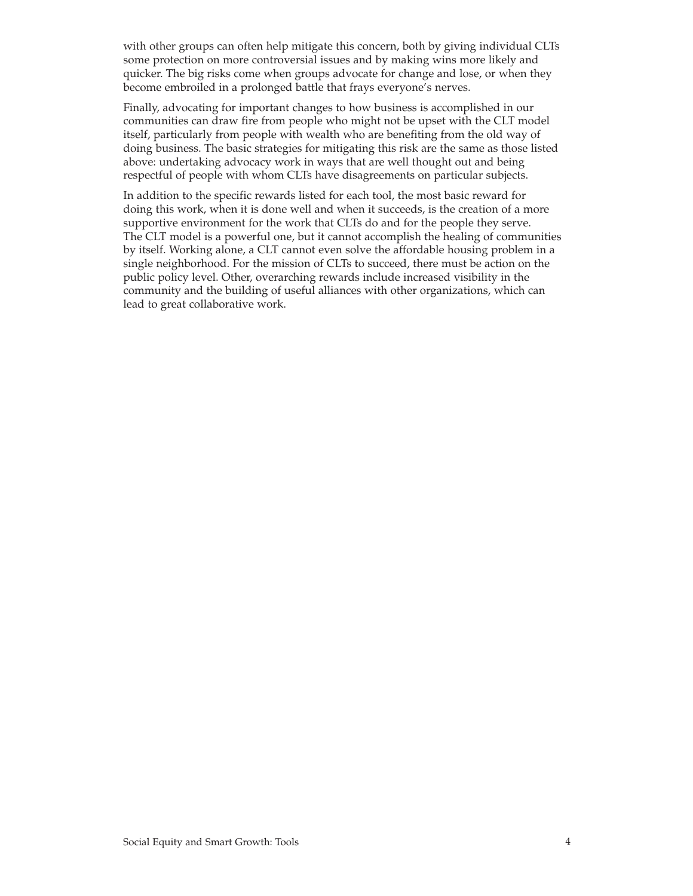with other groups can often help mitigate this concern, both by giving individual CLTs some protection on more controversial issues and by making wins more likely and quicker. The big risks come when groups advocate for change and lose, or when they become embroiled in a prolonged battle that frays everyone's nerves.

Finally, advocating for important changes to how business is accomplished in our communities can draw fire from people who might not be upset with the CLT model itself, particularly from people with wealth who are benefiting from the old way of doing business. The basic strategies for mitigating this risk are the same as those listed above: undertaking advocacy work in ways that are well thought out and being respectful of people with whom CLTs have disagreements on particular subjects.

In addition to the specific rewards listed for each tool, the most basic reward for doing this work, when it is done well and when it succeeds, is the creation of a more supportive environment for the work that CLTs do and for the people they serve. The CLT model is a powerful one, but it cannot accomplish the healing of communities by itself. Working alone, a CLT cannot even solve the affordable housing problem in a single neighborhood. For the mission of CLTs to succeed, there must be action on the public policy level. Other, overarching rewards include increased visibility in the community and the building of useful alliances with other organizations, which can lead to great collaborative work.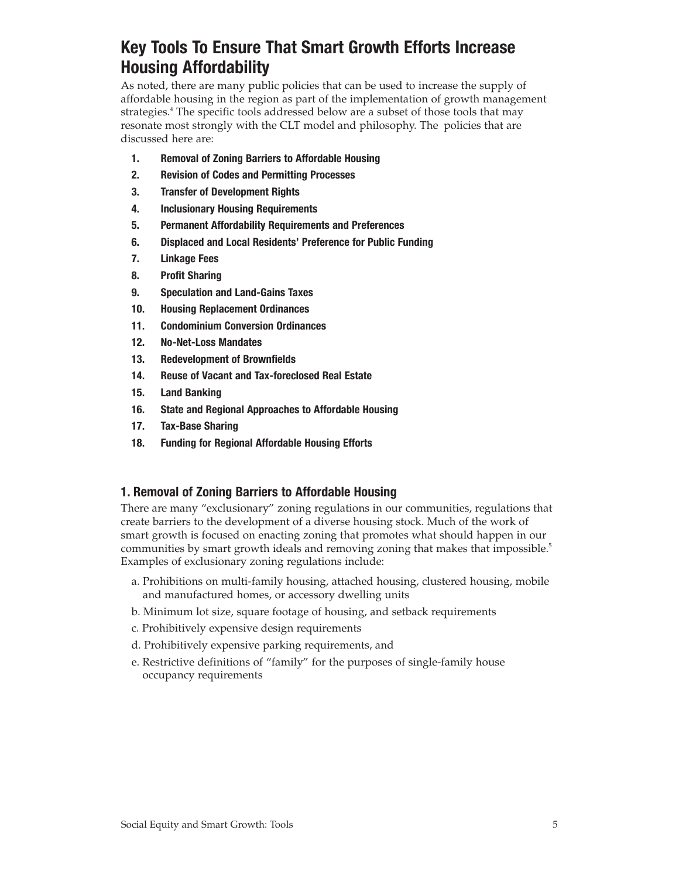## Key Tools To Ensure That Smart Growth Efforts Increase Housing Affordability

As noted, there are many public policies that can be used to increase the supply of affordable housing in the region as part of the implementation of growth management strategies.[4] The specific tools addressed below are a subset of those tools that may resonate most strongly with the CLT model and philosophy. The policies that are discussed here are:

1. **Removal of Zoning Barriers to Affordable Housing**
2. **Revision of Codes and Permitting Processes**
3. **Transfer of Development Rights**
4. **Inclusionary Housing Requirements**
5. **Permanent Affordability Requirements and Preferences**
6. **Displaced and Local Residents' Preference for Public Funding**
7. **Linkage Fees**
8. **Profit Sharing**
9. **Speculation and Land-Gains Taxes**
10. **Housing Replacement Ordinances**
11. **Condominium Conversion Ordinances**
12. **No-Net-Loss Mandates**
13. **Redevelopment of Brownfields**
14. **Reuse of Vacant and Tax-foreclosed Real Estate**
15. **Land Banking**
16. **State and Regional Approaches to Affordable Housing**
17. **Tax-Base Sharing**
18. **Funding for Regional Affordable Housing Efforts**

### 1. Removal of Zoning Barriers to Affordable Housing

There are many "exclusionary" zoning regulations in our communities, regulations that create barriers to the development of a diverse housing stock. Much of the work of smart growth is focused on enacting zoning that promotes what should happen in our communities by smart growth ideals and removing zoning that makes that impossible.[5] Examples of exclusionary zoning regulations include:

a. Prohibitions on multi-family housing, attached housing, clustered housing, mobile and manufactured homes, or accessory dwelling units

b. Minimum lot size, square footage of housing, and setback requirements

c. Prohibitively expensive design requirements

d. Prohibitively expensive parking requirements, and

e. Restrictive definitions of "family" for the purposes of single-family house occupancy requirements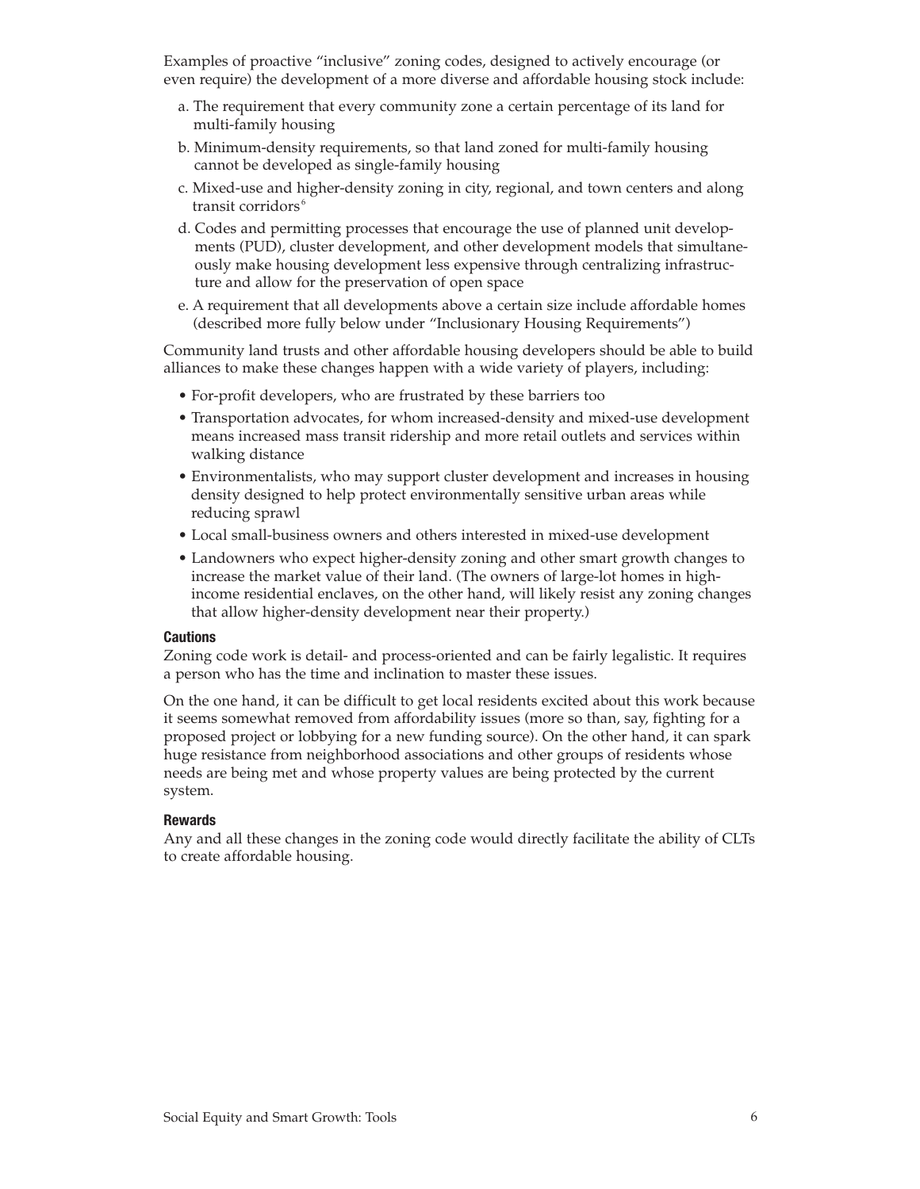Examples of proactive "inclusive" zoning codes, designed to actively encourage (or even require) the development of a more diverse and affordable housing stock include:

a. The requirement that every community zone a certain percentage of its land for multi-family housing

b. Minimum-density requirements, so that land zoned for multi-family housing cannot be developed as single-family housing

c. Mixed-use and higher-density zoning in city, regional, and town centers and along transit corridors[6]

d. Codes and permitting processes that encourage the use of planned unit developments (PUD), cluster development, and other development models that simultaneously make housing development less expensive through centralizing infrastructure and allow for the preservation of open space

e. A requirement that all developments above a certain size include affordable homes (described more fully below under "Inclusionary Housing Requirements")

Community land trusts and other affordable housing developers should be able to build alliances to make these changes happen with a wide variety of players, including:

- For-profit developers, who are frustrated by these barriers too
- Transportation advocates, for whom increased-density and mixed-use development means increased mass transit ridership and more retail outlets and services within walking distance
- Environmentalists, who may support cluster development and increases in housing density designed to help protect environmentally sensitive urban areas while reducing sprawl
- Local small-business owners and others interested in mixed-use development
- Landowners who expect higher-density zoning and other smart growth changes to increase the market value of their land. (The owners of large-lot homes in high-income residential enclaves, on the other hand, will likely resist any zoning changes that allow higher-density development near their property.)

#### Cautions

Zoning code work is detail- and process-oriented and can be fairly legalistic. It requires a person who has the time and inclination to master these issues.

On the one hand, it can be difficult to get local residents excited about this work because it seems somewhat removed from affordability issues (more so than, say, fighting for a proposed project or lobbying for a new funding source). On the other hand, it can spark huge resistance from neighborhood associations and other groups of residents whose needs are being met and whose property values are being protected by the current system.

#### Rewards

Any and all these changes in the zoning code would directly facilitate the ability of CLTs to create affordable housing.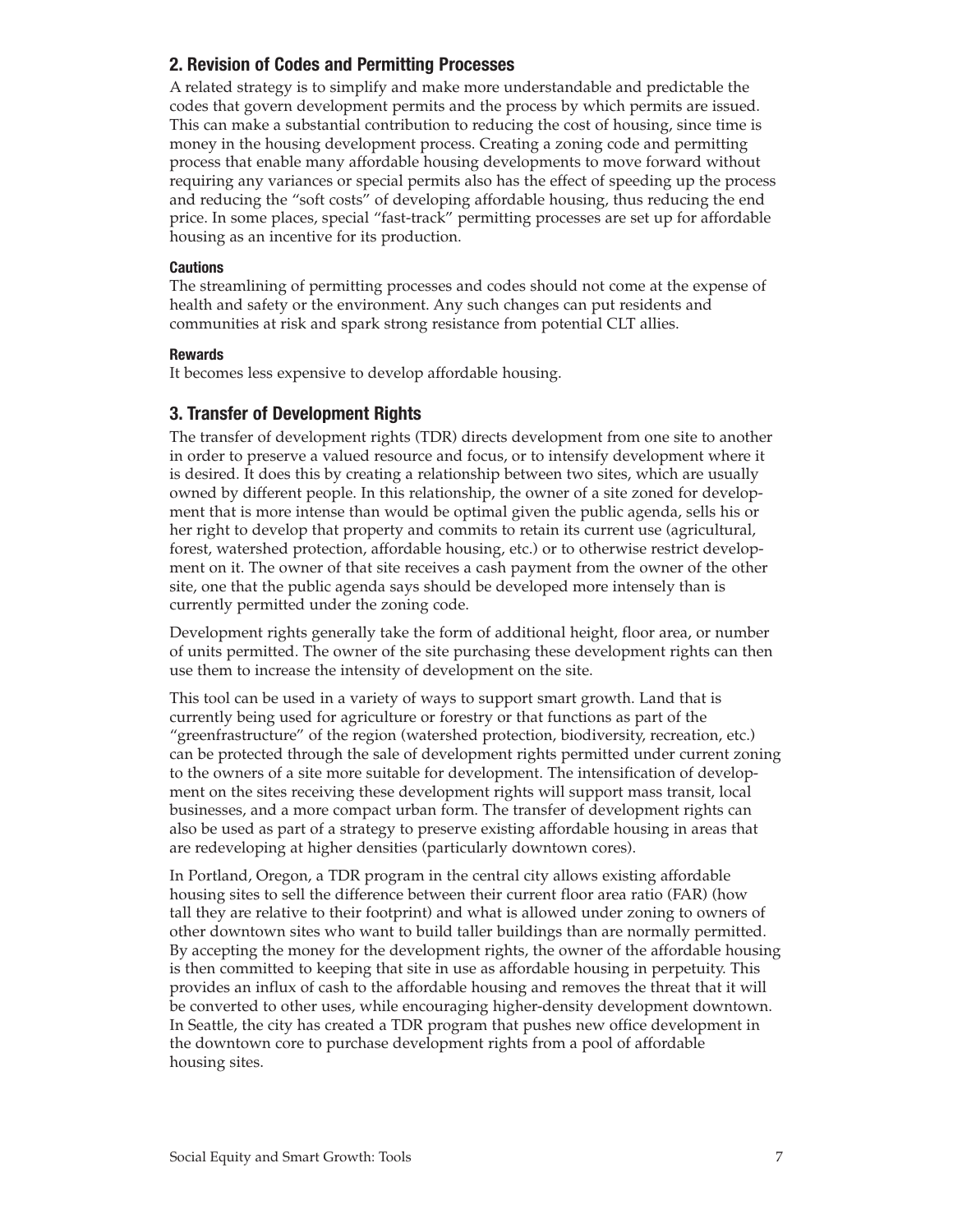## 2. Revision of Codes and Permitting Processes

A related strategy is to simplify and make more understandable and predictable the codes that govern development permits and the process by which permits are issued. This can make a substantial contribution to reducing the cost of housing, since time is money in the housing development process. Creating a zoning code and permitting process that enable many affordable housing developments to move forward without requiring any variances or special permits also has the effect of speeding up the process and reducing the "soft costs" of developing affordable housing, thus reducing the end price. In some places, special "fast-track" permitting processes are set up for affordable housing as an incentive for its production.

#### Cautions

The streamlining of permitting processes and codes should not come at the expense of health and safety or the environment. Any such changes can put residents and communities at risk and spark strong resistance from potential CLT allies.

#### Rewards

It becomes less expensive to develop affordable housing.

## 3. Transfer of Development Rights

The transfer of development rights (TDR) directs development from one site to another in order to preserve a valued resource and focus, or to intensify development where it is desired. It does this by creating a relationship between two sites, which are usually owned by different people. In this relationship, the owner of a site zoned for development that is more intense than would be optimal given the public agenda, sells his or her right to develop that property and commits to retain its current use (agricultural, forest, watershed protection, affordable housing, etc.) or to otherwise restrict development on it. The owner of that site receives a cash payment from the owner of the other site, one that the public agenda says should be developed more intensely than is currently permitted under the zoning code.

Development rights generally take the form of additional height, floor area, or number of units permitted. The owner of the site purchasing these development rights can then use them to increase the intensity of development on the site.

This tool can be used in a variety of ways to support smart growth. Land that is currently being used for agriculture or forestry or that functions as part of the "greenfrastructure" of the region (watershed protection, biodiversity, recreation, etc.) can be protected through the sale of development rights permitted under current zoning to the owners of a site more suitable for development. The intensification of development on the sites receiving these development rights will support mass transit, local businesses, and a more compact urban form. The transfer of development rights can also be used as part of a strategy to preserve existing affordable housing in areas that are redeveloping at higher densities (particularly downtown cores).

In Portland, Oregon, a TDR program in the central city allows existing affordable housing sites to sell the difference between their current floor area ratio (FAR) (how tall they are relative to their footprint) and what is allowed under zoning to owners of other downtown sites who want to build taller buildings than are normally permitted. By accepting the money for the development rights, the owner of the affordable housing is then committed to keeping that site in use as affordable housing in perpetuity. This provides an influx of cash to the affordable housing and removes the threat that it will be converted to other uses, while encouraging higher-density development downtown. In Seattle, the city has created a TDR program that pushes new office development in the downtown core to purchase development rights from a pool of affordable housing sites.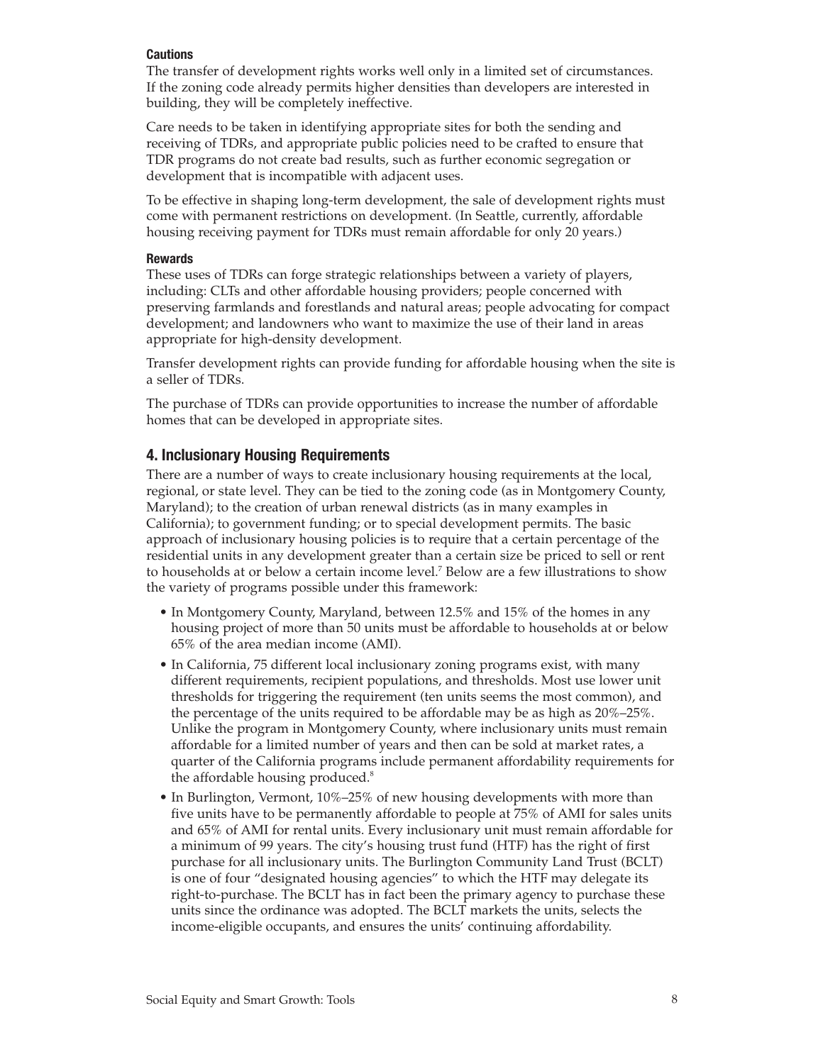#### Cautions

The transfer of development rights works well only in a limited set of circumstances. If the zoning code already permits higher densities than developers are interested in building, they will be completely ineffective.

Care needs to be taken in identifying appropriate sites for both the sending and receiving of TDRs, and appropriate public policies need to be crafted to ensure that TDR programs do not create bad results, such as further economic segregation or development that is incompatible with adjacent uses.

To be effective in shaping long-term development, the sale of development rights must come with permanent restrictions on development. (In Seattle, currently, affordable housing receiving payment for TDRs must remain affordable for only 20 years.)

#### Rewards

These uses of TDRs can forge strategic relationships between a variety of players, including: CLTs and other affordable housing providers; people concerned with preserving farmlands and forestlands and natural areas; people advocating for compact development; and landowners who want to maximize the use of their land in areas appropriate for high-density development.

Transfer development rights can provide funding for affordable housing when the site is a seller of TDRs.

The purchase of TDRs can provide opportunities to increase the number of affordable homes that can be developed in appropriate sites.

### 4. Inclusionary Housing Requirements

There are a number of ways to create inclusionary housing requirements at the local, regional, or state level. They can be tied to the zoning code (as in Montgomery County, Maryland); to the creation of urban renewal districts (as in many examples in California); to government funding; or to special development permits. The basic approach of inclusionary housing policies is to require that a certain percentage of the residential units in any development greater than a certain size be priced to sell or rent to households at or below a certain income level.[7] Below are a few illustrations to show the variety of programs possible under this framework:

- In Montgomery County, Maryland, between 12.5% and 15% of the homes in any housing project of more than 50 units must be affordable to households at or below 65% of the area median income (AMI).
- In California, 75 different local inclusionary zoning programs exist, with many different requirements, recipient populations, and thresholds. Most use lower unit thresholds for triggering the requirement (ten units seems the most common), and the percentage of the units required to be affordable may be as high as 20%–25%. Unlike the program in Montgomery County, where inclusionary units must remain affordable for a limited number of years and then can be sold at market rates, a quarter of the California programs include permanent affordability requirements for the affordable housing produced.[8]
- In Burlington, Vermont, 10%–25% of new housing developments with more than five units have to be permanently affordable to people at 75% of AMI for sales units and 65% of AMI for rental units. Every inclusionary unit must remain affordable for a minimum of 99 years. The city's housing trust fund (HTF) has the right of first purchase for all inclusionary units. The Burlington Community Land Trust (BCLT) is one of four "designated housing agencies" to which the HTF may delegate its right-to-purchase. The BCLT has in fact been the primary agency to purchase these units since the ordinance was adopted. The BCLT markets the units, selects the income-eligible occupants, and ensures the units' continuing affordability.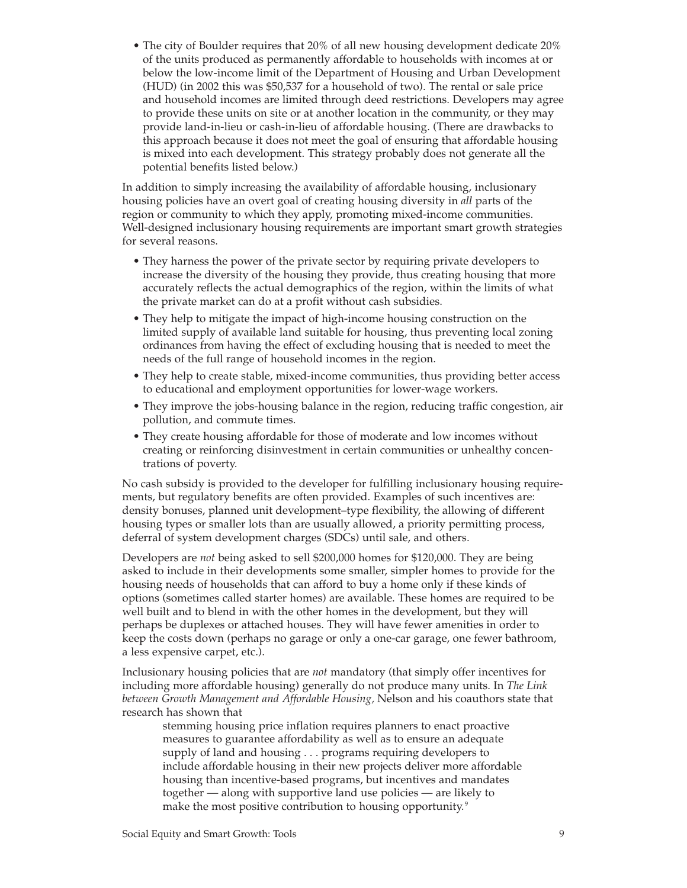- The city of Boulder requires that 20% of all new housing development dedicate 20% of the units produced as permanently affordable to households with incomes at or below the low-income limit of the Department of Housing and Urban Development (HUD) (in 2002 this was $50,537 for a household of two). The rental or sale price and household incomes are limited through deed restrictions. Developers may agree to provide these units on site or at another location in the community, or they may provide land-in-lieu or cash-in-lieu of affordable housing. (There are drawbacks to this approach because it does not meet the goal of ensuring that affordable housing is mixed into each development. This strategy probably does not generate all the potential benefits listed below.)

In addition to simply increasing the availability of affordable housing, inclusionary housing policies have an overt goal of creating housing diversity in *all* parts of the region or community to which they apply, promoting mixed-income communities. Well-designed inclusionary housing requirements are important smart growth strategies for several reasons.

- They harness the power of the private sector by requiring private developers to increase the diversity of the housing they provide, thus creating housing that more accurately reflects the actual demographics of the region, within the limits of what the private market can do at a profit without cash subsidies.
- They help to mitigate the impact of high-income housing construction on the limited supply of available land suitable for housing, thus preventing local zoning ordinances from having the effect of excluding housing that is needed to meet the needs of the full range of household incomes in the region.
- They help to create stable, mixed-income communities, thus providing better access to educational and employment opportunities for lower-wage workers.
- They improve the jobs-housing balance in the region, reducing traffic congestion, air pollution, and commute times.
- They create housing affordable for those of moderate and low incomes without creating or reinforcing disinvestment in certain communities or unhealthy concentrations of poverty.

No cash subsidy is provided to the developer for fulfilling inclusionary housing requirements, but regulatory benefits are often provided. Examples of such incentives are: density bonuses, planned unit development–type flexibility, the allowing of different housing types or smaller lots than are usually allowed, a priority permitting process, deferral of system development charges (SDCs) until sale, and others.

Developers are *not* being asked to sell $200,000 homes for $120,000. They are being asked to include in their developments some smaller, simpler homes to provide for the housing needs of households that can afford to buy a home only if these kinds of options (sometimes called starter homes) are available. These homes are required to be well built and to blend in with the other homes in the development, but they will perhaps be duplexes or attached houses. They will have fewer amenities in order to keep the costs down (perhaps no garage or only a one-car garage, one fewer bathroom, a less expensive carpet, etc.).

Inclusionary housing policies that are *not* mandatory (that simply offer incentives for including more affordable housing) generally do not produce many units. In *The Link between Growth Management and Affordable Housing*, Nelson and his coauthors state that research has shown that

> stemming housing price inflation requires planners to enact proactive measures to guarantee affordability as well as to ensure an adequate supply of land and housing . . . programs requiring developers to include affordable housing in their new projects deliver more affordable housing than incentive-based programs, but incentives and mandates together — along with supportive land use policies — are likely to make the most positive contribution to housing opportunity.[9]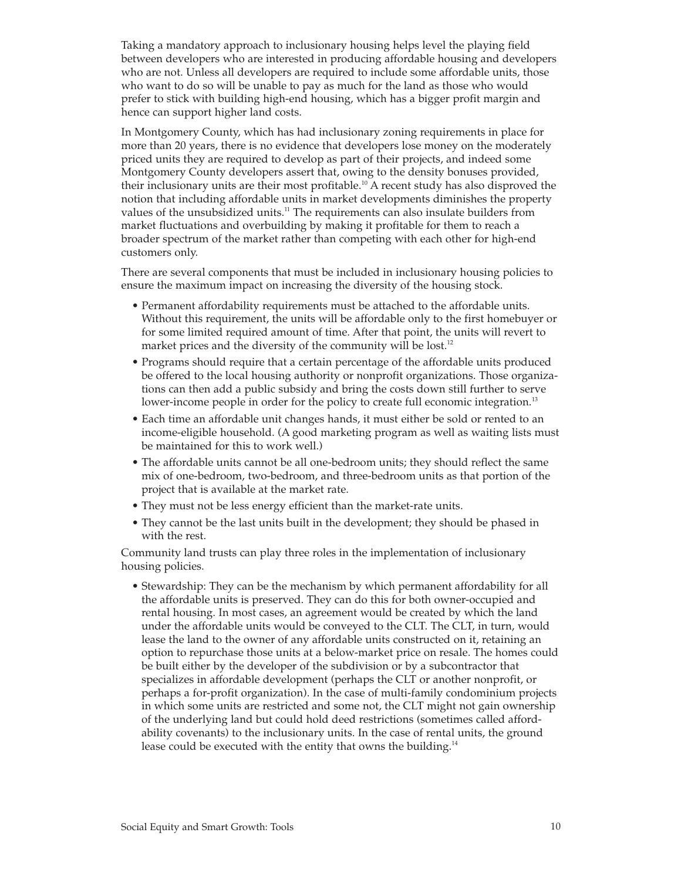Taking a mandatory approach to inclusionary housing helps level the playing field between developers who are interested in producing affordable housing and developers who are not. Unless all developers are required to include some affordable units, those who want to do so will be unable to pay as much for the land as those who would prefer to stick with building high-end housing, which has a bigger profit margin and hence can support higher land costs.

In Montgomery County, which has had inclusionary zoning requirements in place for more than 20 years, there is no evidence that developers lose money on the moderately priced units they are required to develop as part of their projects, and indeed some Montgomery County developers assert that, owing to the density bonuses provided, their inclusionary units are their most profitable.[10] A recent study has also disproved the notion that including affordable units in market developments diminishes the property values of the unsubsidized units.[11] The requirements can also insulate builders from market fluctuations and overbuilding by making it profitable for them to reach a broader spectrum of the market rather than competing with each other for high-end customers only.

There are several components that must be included in inclusionary housing policies to ensure the maximum impact on increasing the diversity of the housing stock.

- Permanent affordability requirements must be attached to the affordable units. Without this requirement, the units will be affordable only to the first homebuyer or for some limited required amount of time. After that point, the units will revert to market prices and the diversity of the community will be lost.[12]
- Programs should require that a certain percentage of the affordable units produced be offered to the local housing authority or nonprofit organizations. Those organizations can then add a public subsidy and bring the costs down still further to serve lower-income people in order for the policy to create full economic integration.[13]
- Each time an affordable unit changes hands, it must either be sold or rented to an income-eligible household. (A good marketing program as well as waiting lists must be maintained for this to work well.)
- The affordable units cannot be all one-bedroom units; they should reflect the same mix of one-bedroom, two-bedroom, and three-bedroom units as that portion of the project that is available at the market rate.
- They must not be less energy efficient than the market-rate units.
- They cannot be the last units built in the development; they should be phased in with the rest.

Community land trusts can play three roles in the implementation of inclusionary housing policies.

- Stewardship: They can be the mechanism by which permanent affordability for all the affordable units is preserved. They can do this for both owner-occupied and rental housing. In most cases, an agreement would be created by which the land under the affordable units would be conveyed to the CLT. The CLT, in turn, would lease the land to the owner of any affordable units constructed on it, retaining an option to repurchase those units at a below-market price on resale. The homes could be built either by the developer of the subdivision or by a subcontractor that specializes in affordable development (perhaps the CLT or another nonprofit, or perhaps a for-profit organization). In the case of multi-family condominium projects in which some units are restricted and some not, the CLT might not gain ownership of the underlying land but could hold deed restrictions (sometimes called affordability covenants) to the inclusionary units. In the case of rental units, the ground lease could be executed with the entity that owns the building.[14]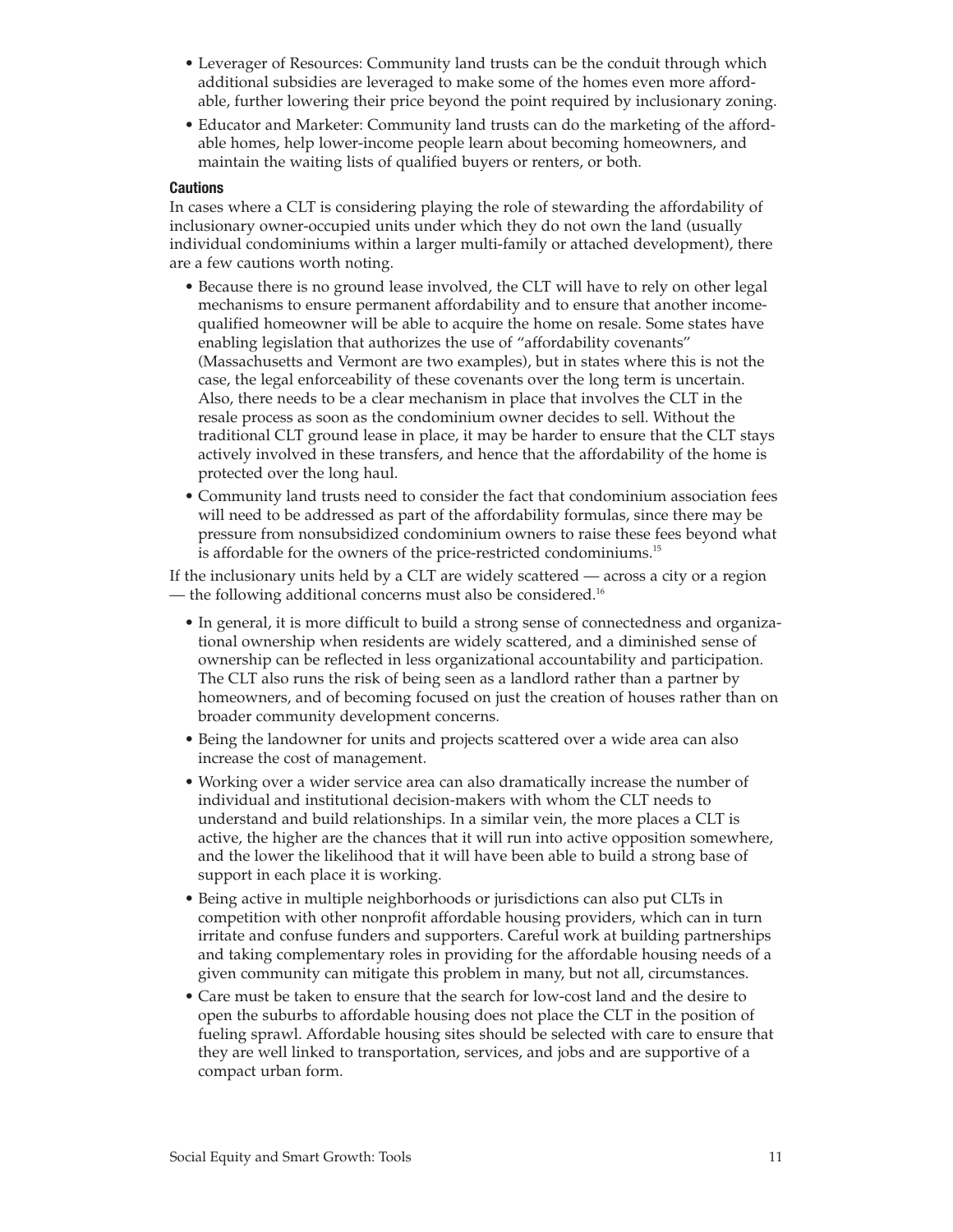- Leverager of Resources: Community land trusts can be the conduit through which additional subsidies are leveraged to make some of the homes even more affordable, further lowering their price beyond the point required by inclusionary zoning.
- Educator and Marketer: Community land trusts can do the marketing of the affordable homes, help lower-income people learn about becoming homeowners, and maintain the waiting lists of qualified buyers or renters, or both.

**Cautions**

In cases where a CLT is considering playing the role of stewarding the affordability of inclusionary owner-occupied units under which they do not own the land (usually individual condominiums within a larger multi-family or attached development), there are a few cautions worth noting.

- Because there is no ground lease involved, the CLT will have to rely on other legal mechanisms to ensure permanent affordability and to ensure that another income-qualified homeowner will be able to acquire the home on resale. Some states have enabling legislation that authorizes the use of "affordability covenants" (Massachusetts and Vermont are two examples), but in states where this is not the case, the legal enforceability of these covenants over the long term is uncertain. Also, there needs to be a clear mechanism in place that involves the CLT in the resale process as soon as the condominium owner decides to sell. Without the traditional CLT ground lease in place, it may be harder to ensure that the CLT stays actively involved in these transfers, and hence that the affordability of the home is protected over the long haul.
- Community land trusts need to consider the fact that condominium association fees will need to be addressed as part of the affordability formulas, since there may be pressure from nonsubsidized condominium owners to raise these fees beyond what is affordable for the owners of the price-restricted condominiums.[15]

If the inclusionary units held by a CLT are widely scattered — across a city or a region — the following additional concerns must also be considered.[16]

- In general, it is more difficult to build a strong sense of connectedness and organizational ownership when residents are widely scattered, and a diminished sense of ownership can be reflected in less organizational accountability and participation. The CLT also runs the risk of being seen as a landlord rather than a partner by homeowners, and of becoming focused on just the creation of houses rather than on broader community development concerns.
- Being the landowner for units and projects scattered over a wide area can also increase the cost of management.
- Working over a wider service area can also dramatically increase the number of individual and institutional decision-makers with whom the CLT needs to understand and build relationships. In a similar vein, the more places a CLT is active, the higher are the chances that it will run into active opposition somewhere, and the lower the likelihood that it will have been able to build a strong base of support in each place it is working.
- Being active in multiple neighborhoods or jurisdictions can also put CLTs in competition with other nonprofit affordable housing providers, which can in turn irritate and confuse funders and supporters. Careful work at building partnerships and taking complementary roles in providing for the affordable housing needs of a given community can mitigate this problem in many, but not all, circumstances.
- Care must be taken to ensure that the search for low-cost land and the desire to open the suburbs to affordable housing does not place the CLT in the position of fueling sprawl. Affordable housing sites should be selected with care to ensure that they are well linked to transportation, services, and jobs and are supportive of a compact urban form.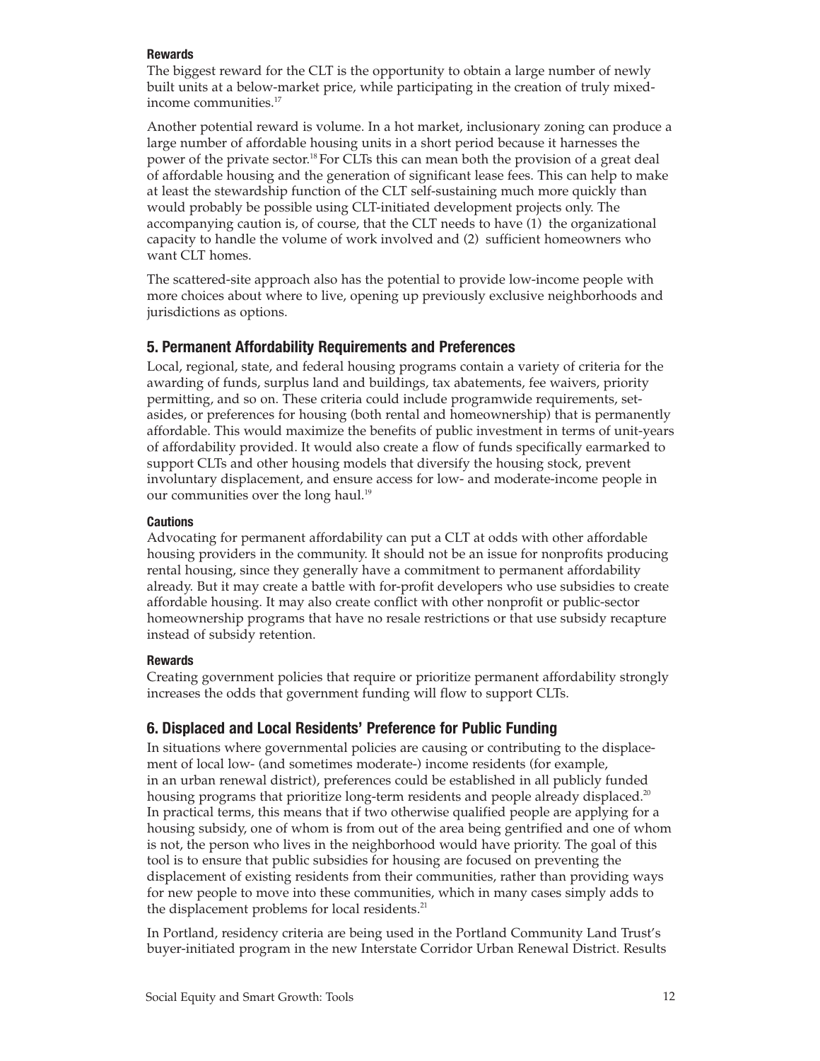#### Rewards

The biggest reward for the CLT is the opportunity to obtain a large number of newly built units at a below-market price, while participating in the creation of truly mixed-income communities.[17]

Another potential reward is volume. In a hot market, inclusionary zoning can produce a large number of affordable housing units in a short period because it harnesses the power of the private sector.[18] For CLTs this can mean both the provision of a great deal of affordable housing and the generation of significant lease fees. This can help to make at least the stewardship function of the CLT self-sustaining much more quickly than would probably be possible using CLT-initiated development projects only. The accompanying caution is, of course, that the CLT needs to have (1) the organizational capacity to handle the volume of work involved and (2) sufficient homeowners who want CLT homes.

The scattered-site approach also has the potential to provide low-income people with more choices about where to live, opening up previously exclusive neighborhoods and jurisdictions as options.

### 5. Permanent Affordability Requirements and Preferences

Local, regional, state, and federal housing programs contain a variety of criteria for the awarding of funds, surplus land and buildings, tax abatements, fee waivers, priority permitting, and so on. These criteria could include programwide requirements, set-asides, or preferences for housing (both rental and homeownership) that is permanently affordable. This would maximize the benefits of public investment in terms of unit-years of affordability provided. It would also create a flow of funds specifically earmarked to support CLTs and other housing models that diversify the housing stock, prevent involuntary displacement, and ensure access for low- and moderate-income people in our communities over the long haul.[19]

#### Cautions

Advocating for permanent affordability can put a CLT at odds with other affordable housing providers in the community. It should not be an issue for nonprofits producing rental housing, since they generally have a commitment to permanent affordability already. But it may create a battle with for-profit developers who use subsidies to create affordable housing. It may also create conflict with other nonprofit or public-sector homeownership programs that have no resale restrictions or that use subsidy recapture instead of subsidy retention.

#### Rewards

Creating government policies that require or prioritize permanent affordability strongly increases the odds that government funding will flow to support CLTs.

### 6. Displaced and Local Residents' Preference for Public Funding

In situations where governmental policies are causing or contributing to the displacement of local low- (and sometimes moderate-) income residents (for example, in an urban renewal district), preferences could be established in all publicly funded housing programs that prioritize long-term residents and people already displaced.[20] In practical terms, this means that if two otherwise qualified people are applying for a housing subsidy, one of whom is from out of the area being gentrified and one of whom is not, the person who lives in the neighborhood would have priority. The goal of this tool is to ensure that public subsidies for housing are focused on preventing the displacement of existing residents from their communities, rather than providing ways for new people to move into these communities, which in many cases simply adds to the displacement problems for local residents.[21]

In Portland, residency criteria are being used in the Portland Community Land Trust's buyer-initiated program in the new Interstate Corridor Urban Renewal District. Results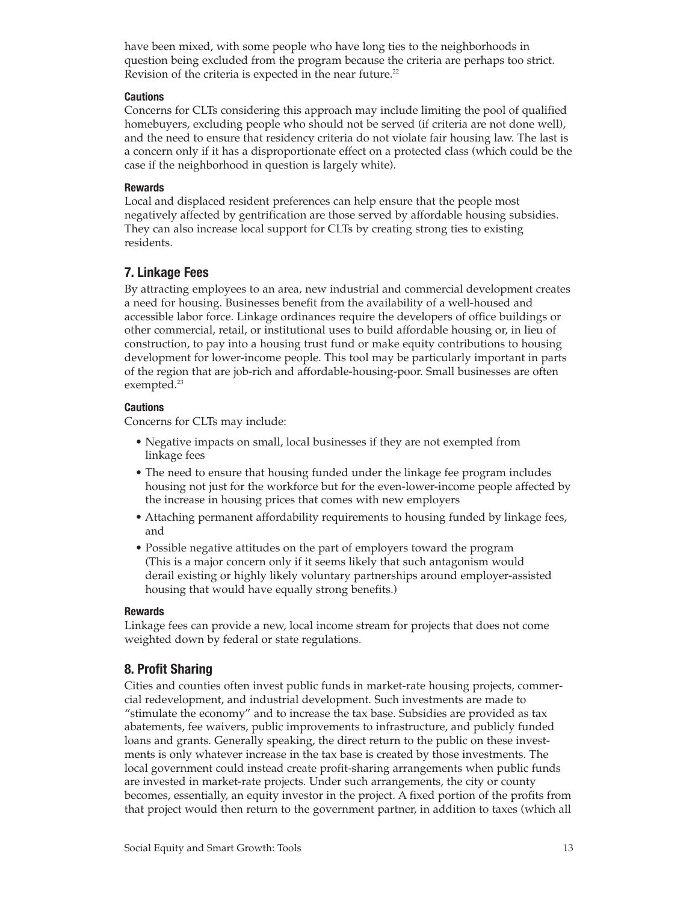have been mixed, with some people who have long ties to the neighborhoods in question being excluded from the program because the criteria are perhaps too strict. Revision of the criteria is expected in the near future.[22]

#### Cautions

Concerns for CLTs considering this approach may include limiting the pool of qualified homebuyers, excluding people who should not be served (if criteria are not done well), and the need to ensure that residency criteria do not violate fair housing law. The last is a concern only if it has a disproportionate effect on a protected class (which could be the case if the neighborhood in question is largely white).

#### Rewards

Local and displaced resident preferences can help ensure that the people most negatively affected by gentrification are those served by affordable housing subsidies. They can also increase local support for CLTs by creating strong ties to existing residents.

### 7. Linkage Fees

By attracting employees to an area, new industrial and commercial development creates a need for housing. Businesses benefit from the availability of a well-housed and accessible labor force. Linkage ordinances require the developers of office buildings or other commercial, retail, or institutional uses to build affordable housing or, in lieu of construction, to pay into a housing trust fund or make equity contributions to housing development for lower-income people. This tool may be particularly important in parts of the region that are job-rich and affordable-housing-poor. Small businesses are often exempted.[23]

#### Cautions

Concerns for CLTs may include:

- Negative impacts on small, local businesses if they are not exempted from linkage fees
- The need to ensure that housing funded under the linkage fee program includes housing not just for the workforce but for the even-lower-income people affected by the increase in housing prices that comes with new employers
- Attaching permanent affordability requirements to housing funded by linkage fees, and
- Possible negative attitudes on the part of employers toward the program (This is a major concern only if it seems likely that such antagonism would derail existing or highly likely voluntary partnerships around employer-assisted housing that would have equally strong benefits.)

#### Rewards

Linkage fees can provide a new, local income stream for projects that does not come weighted down by federal or state regulations.

### 8. Profit Sharing

Cities and counties often invest public funds in market-rate housing projects, commercial redevelopment, and industrial development. Such investments are made to "stimulate the economy" and to increase the tax base. Subsidies are provided as tax abatements, fee waivers, public improvements to infrastructure, and publicly funded loans and grants. Generally speaking, the direct return to the public on these investments is only whatever increase in the tax base is created by those investments. The local government could instead create profit-sharing arrangements when public funds are invested in market-rate projects. Under such arrangements, the city or county becomes, essentially, an equity investor in the project. A fixed portion of the profits from that project would then return to the government partner, in addition to taxes (which all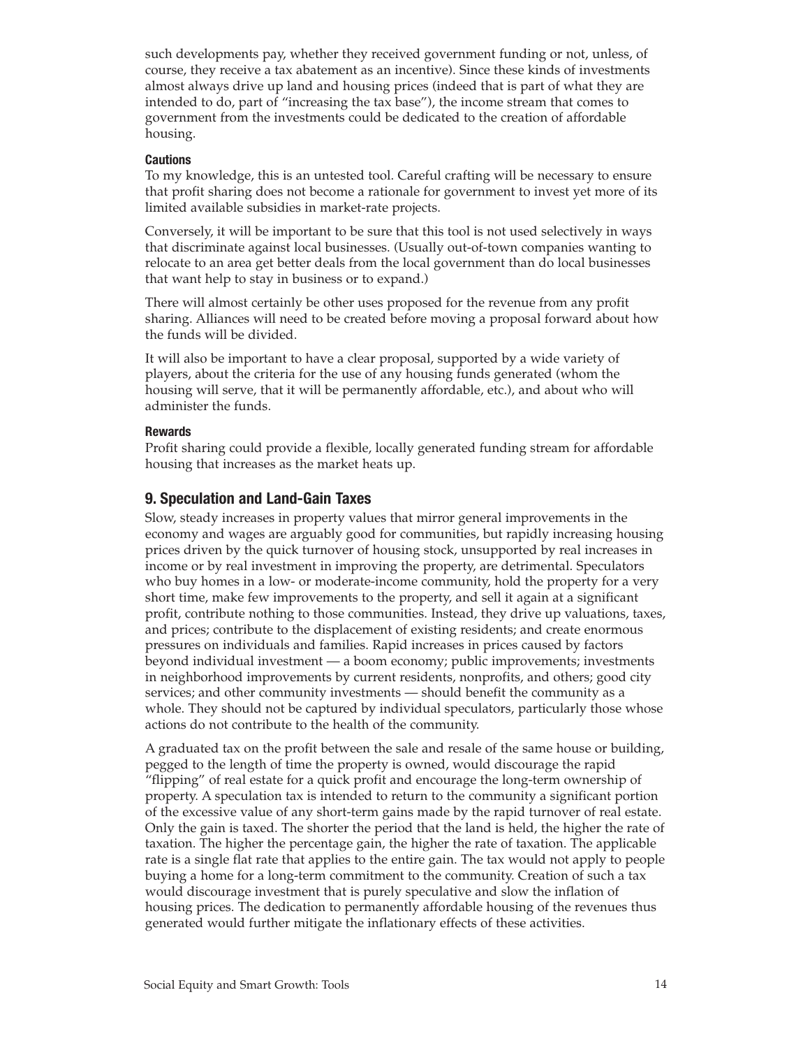such developments pay, whether they received government funding or not, unless, of course, they receive a tax abatement as an incentive). Since these kinds of investments almost always drive up land and housing prices (indeed that is part of what they are intended to do, part of "increasing the tax base"), the income stream that comes to government from the investments could be dedicated to the creation of affordable housing.

#### Cautions

To my knowledge, this is an untested tool. Careful crafting will be necessary to ensure that profit sharing does not become a rationale for government to invest yet more of its limited available subsidies in market-rate projects.

Conversely, it will be important to be sure that this tool is not used selectively in ways that discriminate against local businesses. (Usually out-of-town companies wanting to relocate to an area get better deals from the local government than do local businesses that want help to stay in business or to expand.)

There will almost certainly be other uses proposed for the revenue from any profit sharing. Alliances will need to be created before moving a proposal forward about how the funds will be divided.

It will also be important to have a clear proposal, supported by a wide variety of players, about the criteria for the use of any housing funds generated (whom the housing will serve, that it will be permanently affordable, etc.), and about who will administer the funds.

#### Rewards

Profit sharing could provide a flexible, locally generated funding stream for affordable housing that increases as the market heats up.

### 9. Speculation and Land-Gain Taxes

Slow, steady increases in property values that mirror general improvements in the economy and wages are arguably good for communities, but rapidly increasing housing prices driven by the quick turnover of housing stock, unsupported by real increases in income or by real investment in improving the property, are detrimental. Speculators who buy homes in a low- or moderate-income community, hold the property for a very short time, make few improvements to the property, and sell it again at a significant profit, contribute nothing to those communities. Instead, they drive up valuations, taxes, and prices; contribute to the displacement of existing residents; and create enormous pressures on individuals and families. Rapid increases in prices caused by factors beyond individual investment — a boom economy; public improvements; investments in neighborhood improvements by current residents, nonprofits, and others; good city services; and other community investments — should benefit the community as a whole. They should not be captured by individual speculators, particularly those whose actions do not contribute to the health of the community.

A graduated tax on the profit between the sale and resale of the same house or building, pegged to the length of time the property is owned, would discourage the rapid "flipping" of real estate for a quick profit and encourage the long-term ownership of property. A speculation tax is intended to return to the community a significant portion of the excessive value of any short-term gains made by the rapid turnover of real estate. Only the gain is taxed. The shorter the period that the land is held, the higher the rate of taxation. The higher the percentage gain, the higher the rate of taxation. The applicable rate is a single flat rate that applies to the entire gain. The tax would not apply to people buying a home for a long-term commitment to the community. Creation of such a tax would discourage investment that is purely speculative and slow the inflation of housing prices. The dedication to permanently affordable housing of the revenues thus generated would further mitigate the inflationary effects of these activities.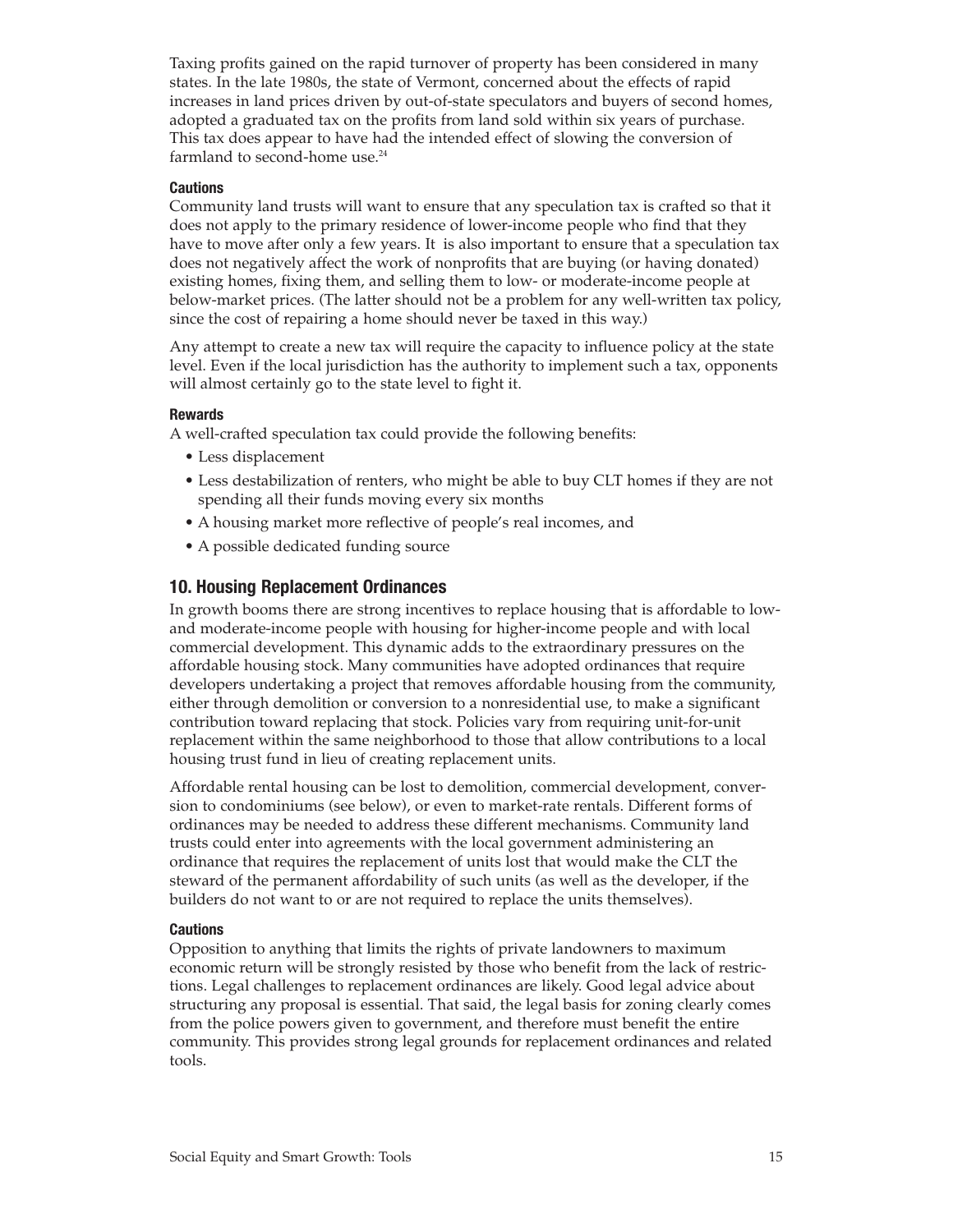Taxing profits gained on the rapid turnover of property has been considered in many states. In the late 1980s, the state of Vermont, concerned about the effects of rapid increases in land prices driven by out-of-state speculators and buyers of second homes, adopted a graduated tax on the profits from land sold within six years of purchase. This tax does appear to have had the intended effect of slowing the conversion of farmland to second-home use.[24]

#### Cautions

Community land trusts will want to ensure that any speculation tax is crafted so that it does not apply to the primary residence of lower-income people who find that they have to move after only a few years. It is also important to ensure that a speculation tax does not negatively affect the work of nonprofits that are buying (or having donated) existing homes, fixing them, and selling them to low- or moderate-income people at below-market prices. (The latter should not be a problem for any well-written tax policy, since the cost of repairing a home should never be taxed in this way.)

Any attempt to create a new tax will require the capacity to influence policy at the state level. Even if the local jurisdiction has the authority to implement such a tax, opponents will almost certainly go to the state level to fight it.

#### Rewards

A well-crafted speculation tax could provide the following benefits:

- Less displacement
- Less destabilization of renters, who might be able to buy CLT homes if they are not spending all their funds moving every six months
- A housing market more reflective of people's real incomes, and
- A possible dedicated funding source

### 10. Housing Replacement Ordinances

In growth booms there are strong incentives to replace housing that is affordable to low- and moderate-income people with housing for higher-income people and with local commercial development. This dynamic adds to the extraordinary pressures on the affordable housing stock. Many communities have adopted ordinances that require developers undertaking a project that removes affordable housing from the community, either through demolition or conversion to a nonresidential use, to make a significant contribution toward replacing that stock. Policies vary from requiring unit-for-unit replacement within the same neighborhood to those that allow contributions to a local housing trust fund in lieu of creating replacement units.

Affordable rental housing can be lost to demolition, commercial development, conversion to condominiums (see below), or even to market-rate rentals. Different forms of ordinances may be needed to address these different mechanisms. Community land trusts could enter into agreements with the local government administering an ordinance that requires the replacement of units lost that would make the CLT the steward of the permanent affordability of such units (as well as the developer, if the builders do not want to or are not required to replace the units themselves).

#### Cautions

Opposition to anything that limits the rights of private landowners to maximum economic return will be strongly resisted by those who benefit from the lack of restrictions. Legal challenges to replacement ordinances are likely. Good legal advice about structuring any proposal is essential. That said, the legal basis for zoning clearly comes from the police powers given to government, and therefore must benefit the entire community. This provides strong legal grounds for replacement ordinances and related tools.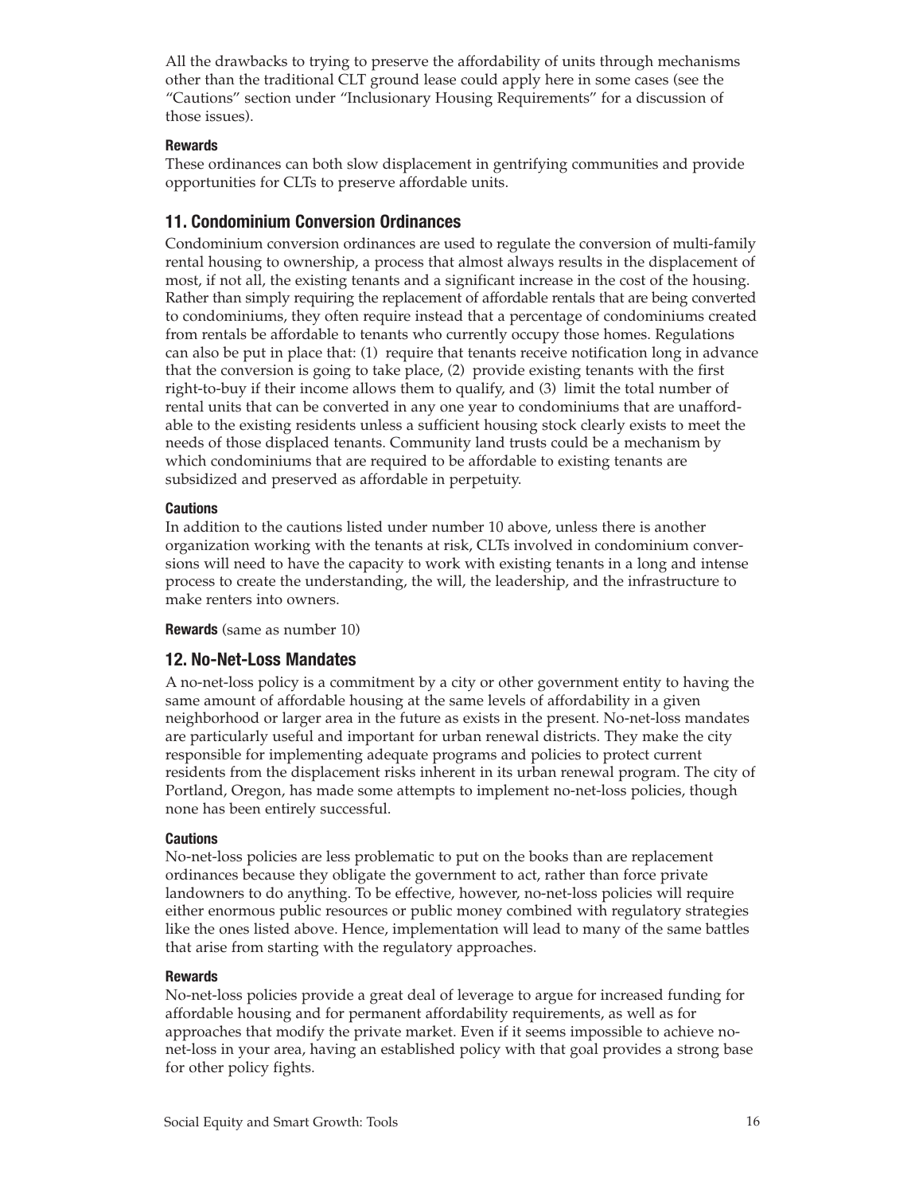All the drawbacks to trying to preserve the affordability of units through mechanisms other than the traditional CLT ground lease could apply here in some cases (see the "Cautions" section under "Inclusionary Housing Requirements" for a discussion of those issues).

#### Rewards

These ordinances can both slow displacement in gentrifying communities and provide opportunities for CLTs to preserve affordable units.

### 11. Condominium Conversion Ordinances

Condominium conversion ordinances are used to regulate the conversion of multi-family rental housing to ownership, a process that almost always results in the displacement of most, if not all, the existing tenants and a significant increase in the cost of the housing. Rather than simply requiring the replacement of affordable rentals that are being converted to condominiums, they often require instead that a percentage of condominiums created from rentals be affordable to tenants who currently occupy those homes. Regulations can also be put in place that: (1) require that tenants receive notification long in advance that the conversion is going to take place, (2) provide existing tenants with the first right-to-buy if their income allows them to qualify, and (3) limit the total number of rental units that can be converted in any one year to condominiums that are unaffordable to the existing residents unless a sufficient housing stock clearly exists to meet the needs of those displaced tenants. Community land trusts could be a mechanism by which condominiums that are required to be affordable to existing tenants are subsidized and preserved as affordable in perpetuity.

#### Cautions

In addition to the cautions listed under number 10 above, unless there is another organization working with the tenants at risk, CLTs involved in condominium conversions will need to have the capacity to work with existing tenants in a long and intense process to create the understanding, the will, the leadership, and the infrastructure to make renters into owners.

**Rewards** (same as number 10)

### 12. No-Net-Loss Mandates

A no-net-loss policy is a commitment by a city or other government entity to having the same amount of affordable housing at the same levels of affordability in a given neighborhood or larger area in the future as exists in the present. No-net-loss mandates are particularly useful and important for urban renewal districts. They make the city responsible for implementing adequate programs and policies to protect current residents from the displacement risks inherent in its urban renewal program. The city of Portland, Oregon, has made some attempts to implement no-net-loss policies, though none has been entirely successful.

#### Cautions

No-net-loss policies are less problematic to put on the books than are replacement ordinances because they obligate the government to act, rather than force private landowners to do anything. To be effective, however, no-net-loss policies will require either enormous public resources or public money combined with regulatory strategies like the ones listed above. Hence, implementation will lead to many of the same battles that arise from starting with the regulatory approaches.

#### Rewards

No-net-loss policies provide a great deal of leverage to argue for increased funding for affordable housing and for permanent affordability requirements, as well as for approaches that modify the private market. Even if it seems impossible to achieve no-net-loss in your area, having an established policy with that goal provides a strong base for other policy fights.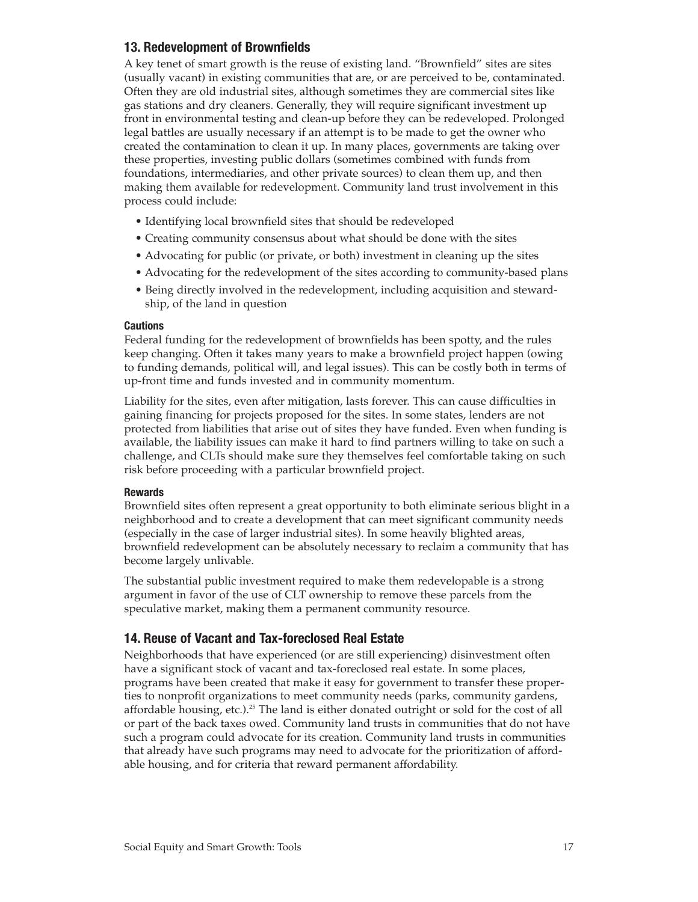## 13. Redevelopment of Brownfields

A key tenet of smart growth is the reuse of existing land. "Brownfield" sites are sites (usually vacant) in existing communities that are, or are perceived to be, contaminated. Often they are old industrial sites, although sometimes they are commercial sites like gas stations and dry cleaners. Generally, they will require significant investment up front in environmental testing and clean-up before they can be redeveloped. Prolonged legal battles are usually necessary if an attempt is to be made to get the owner who created the contamination to clean it up. In many places, governments are taking over these properties, investing public dollars (sometimes combined with funds from foundations, intermediaries, and other private sources) to clean them up, and then making them available for redevelopment. Community land trust involvement in this process could include:

- Identifying local brownfield sites that should be redeveloped
- Creating community consensus about what should be done with the sites
- Advocating for public (or private, or both) investment in cleaning up the sites
- Advocating for the redevelopment of the sites according to community-based plans
- Being directly involved in the redevelopment, including acquisition and stewardship, of the land in question

#### Cautions

Federal funding for the redevelopment of brownfields has been spotty, and the rules keep changing. Often it takes many years to make a brownfield project happen (owing to funding demands, political will, and legal issues). This can be costly both in terms of up-front time and funds invested and in community momentum.

Liability for the sites, even after mitigation, lasts forever. This can cause difficulties in gaining financing for projects proposed for the sites. In some states, lenders are not protected from liabilities that arise out of sites they have funded. Even when funding is available, the liability issues can make it hard to find partners willing to take on such a challenge, and CLTs should make sure they themselves feel comfortable taking on such risk before proceeding with a particular brownfield project.

#### Rewards

Brownfield sites often represent a great opportunity to both eliminate serious blight in a neighborhood and to create a development that can meet significant community needs (especially in the case of larger industrial sites). In some heavily blighted areas, brownfield redevelopment can be absolutely necessary to reclaim a community that has become largely unlivable.

The substantial public investment required to make them redevelopable is a strong argument in favor of the use of CLT ownership to remove these parcels from the speculative market, making them a permanent community resource.

## 14. Reuse of Vacant and Tax-foreclosed Real Estate

Neighborhoods that have experienced (or are still experiencing) disinvestment often have a significant stock of vacant and tax-foreclosed real estate. In some places, programs have been created that make it easy for government to transfer these properties to nonprofit organizations to meet community needs (parks, community gardens, affordable housing, etc.).[25] The land is either donated outright or sold for the cost of all or part of the back taxes owed. Community land trusts in communities that do not have such a program could advocate for its creation. Community land trusts in communities that already have such programs may need to advocate for the prioritization of affordable housing, and for criteria that reward permanent affordability.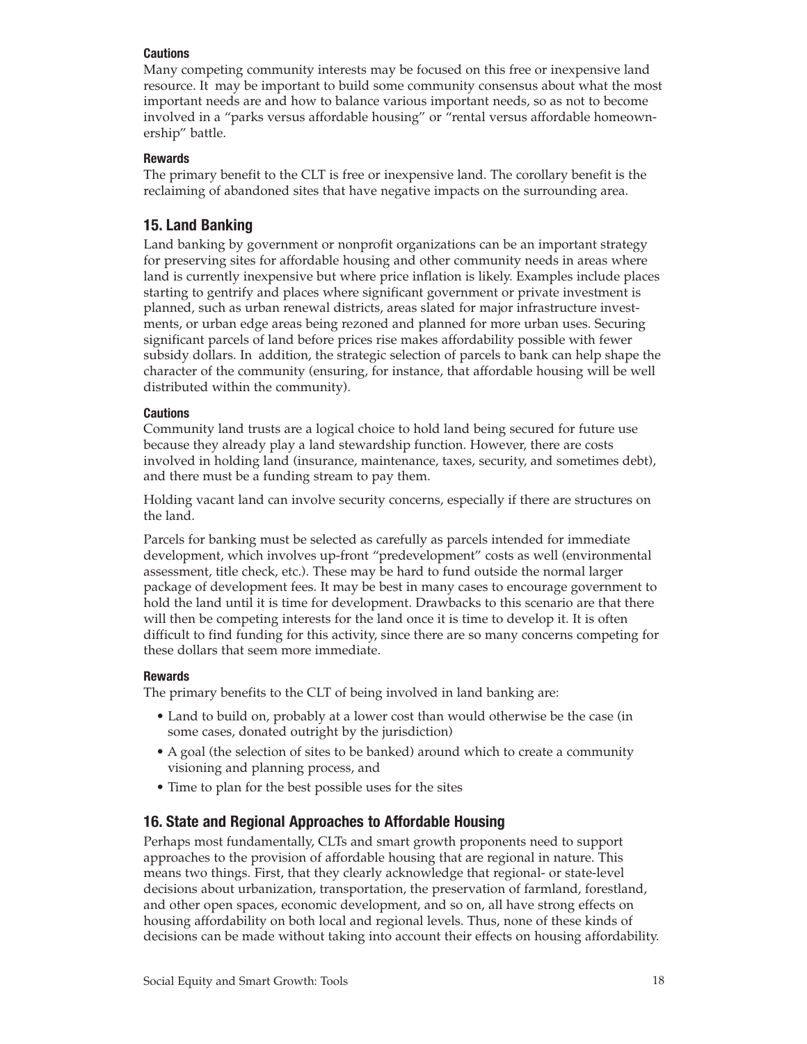#### Cautions

Many competing community interests may be focused on this free or inexpensive land resource. It may be important to build some community consensus about what the most important needs are and how to balance various important needs, so as not to become involved in a "parks versus affordable housing" or "rental versus affordable homeownership" battle.

#### Rewards

The primary benefit to the CLT is free or inexpensive land. The corollary benefit is the reclaiming of abandoned sites that have negative impacts on the surrounding area.

### 15. Land Banking

Land banking by government or nonprofit organizations can be an important strategy for preserving sites for affordable housing and other community needs in areas where land is currently inexpensive but where price inflation is likely. Examples include places starting to gentrify and places where significant government or private investment is planned, such as urban renewal districts, areas slated for major infrastructure investments, or urban edge areas being rezoned and planned for more urban uses. Securing significant parcels of land before prices rise makes affordability possible with fewer subsidy dollars. In addition, the strategic selection of parcels to bank can help shape the character of the community (ensuring, for instance, that affordable housing will be well distributed within the community).

#### Cautions

Community land trusts are a logical choice to hold land being secured for future use because they already play a land stewardship function. However, there are costs involved in holding land (insurance, maintenance, taxes, security, and sometimes debt), and there must be a funding stream to pay them.

Holding vacant land can involve security concerns, especially if there are structures on the land.

Parcels for banking must be selected as carefully as parcels intended for immediate development, which involves up-front "predevelopment" costs as well (environmental assessment, title check, etc.). These may be hard to fund outside the normal larger package of development fees. It may be best in many cases to encourage government to hold the land until it is time for development. Drawbacks to this scenario are that there will then be competing interests for the land once it is time to develop it. It is often difficult to find funding for this activity, since there are so many concerns competing for these dollars that seem more immediate.

#### Rewards

The primary benefits to the CLT of being involved in land banking are:

- Land to build on, probably at a lower cost than would otherwise be the case (in some cases, donated outright by the jurisdiction)
- A goal (the selection of sites to be banked) around which to create a community visioning and planning process, and
- Time to plan for the best possible uses for the sites

### 16. State and Regional Approaches to Affordable Housing

Perhaps most fundamentally, CLTs and smart growth proponents need to support approaches to the provision of affordable housing that are regional in nature. This means two things. First, that they clearly acknowledge that regional- or state-level decisions about urbanization, transportation, the preservation of farmland, forestland, and other open spaces, economic development, and so on, all have strong effects on housing affordability on both local and regional levels. Thus, none of these kinds of decisions can be made without taking into account their effects on housing affordability.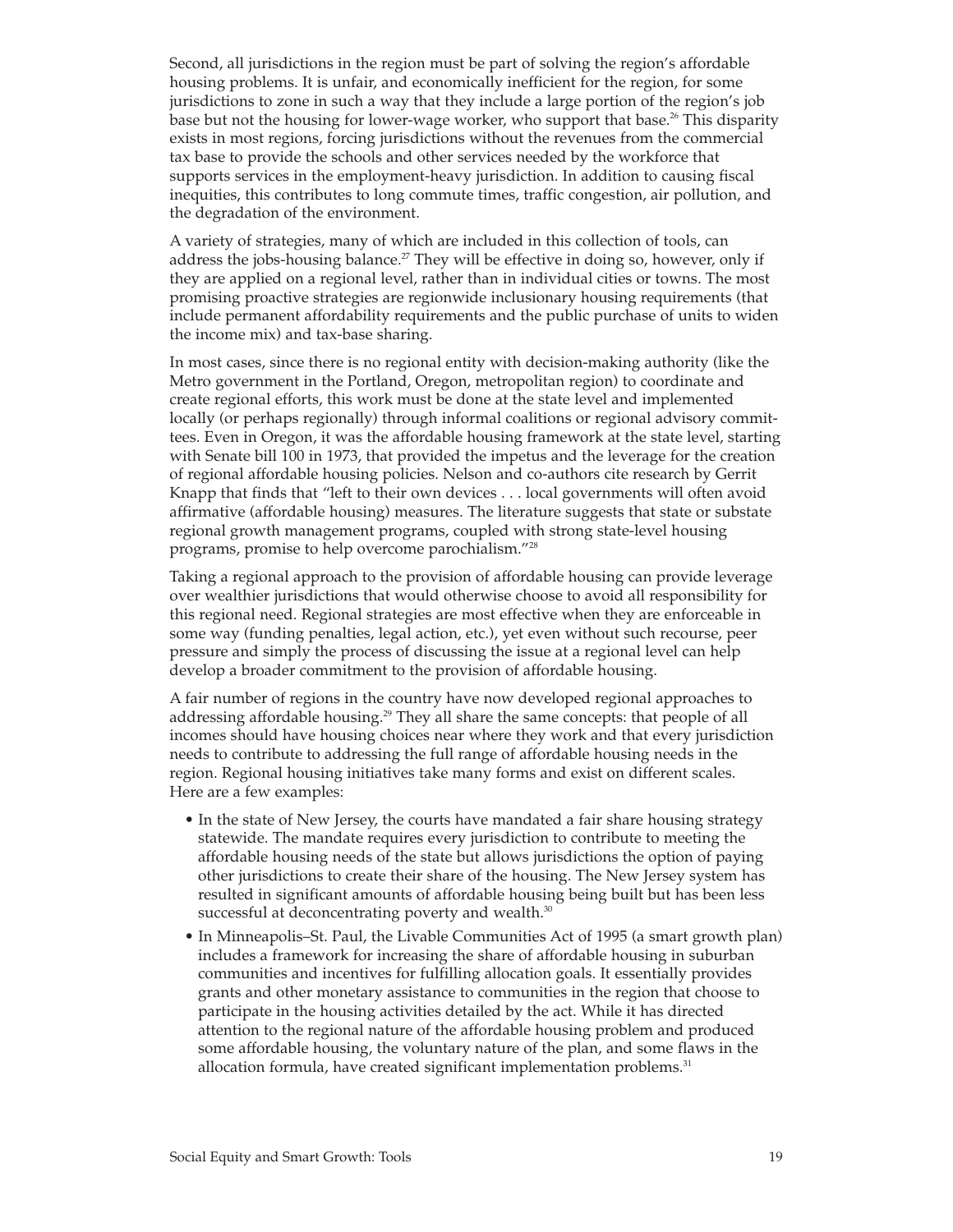Second, all jurisdictions in the region must be part of solving the region's affordable housing problems. It is unfair, and economically inefficient for the region, for some jurisdictions to zone in such a way that they include a large portion of the region's job base but not the housing for lower-wage worker, who support that base.[26] This disparity exists in most regions, forcing jurisdictions without the revenues from the commercial tax base to provide the schools and other services needed by the workforce that supports services in the employment-heavy jurisdiction. In addition to causing fiscal inequities, this contributes to long commute times, traffic congestion, air pollution, and the degradation of the environment.

A variety of strategies, many of which are included in this collection of tools, can address the jobs-housing balance.[27] They will be effective in doing so, however, only if they are applied on a regional level, rather than in individual cities or towns. The most promising proactive strategies are regionwide inclusionary housing requirements (that include permanent affordability requirements and the public purchase of units to widen the income mix) and tax-base sharing.

In most cases, since there is no regional entity with decision-making authority (like the Metro government in the Portland, Oregon, metropolitan region) to coordinate and create regional efforts, this work must be done at the state level and implemented locally (or perhaps regionally) through informal coalitions or regional advisory committees. Even in Oregon, it was the affordable housing framework at the state level, starting with Senate bill 100 in 1973, that provided the impetus and the leverage for the creation of regional affordable housing policies. Nelson and co-authors cite research by Gerrit Knapp that finds that "left to their own devices . . . local governments will often avoid affirmative (affordable housing) measures. The literature suggests that state or substate regional growth management programs, coupled with strong state-level housing programs, promise to help overcome parochialism."[28]

Taking a regional approach to the provision of affordable housing can provide leverage over wealthier jurisdictions that would otherwise choose to avoid all responsibility for this regional need. Regional strategies are most effective when they are enforceable in some way (funding penalties, legal action, etc.), yet even without such recourse, peer pressure and simply the process of discussing the issue at a regional level can help develop a broader commitment to the provision of affordable housing.

A fair number of regions in the country have now developed regional approaches to addressing affordable housing.[29] They all share the same concepts: that people of all incomes should have housing choices near where they work and that every jurisdiction needs to contribute to addressing the full range of affordable housing needs in the region. Regional housing initiatives take many forms and exist on different scales. Here are a few examples:

- In the state of New Jersey, the courts have mandated a fair share housing strategy statewide. The mandate requires every jurisdiction to contribute to meeting the affordable housing needs of the state but allows jurisdictions the option of paying other jurisdictions to create their share of the housing. The New Jersey system has resulted in significant amounts of affordable housing being built but has been less successful at deconcentrating poverty and wealth.[30]
- In Minneapolis–St. Paul, the Livable Communities Act of 1995 (a smart growth plan) includes a framework for increasing the share of affordable housing in suburban communities and incentives for fulfilling allocation goals. It essentially provides grants and other monetary assistance to communities in the region that choose to participate in the housing activities detailed by the act. While it has directed attention to the regional nature of the affordable housing problem and produced some affordable housing, the voluntary nature of the plan, and some flaws in the allocation formula, have created significant implementation problems.[31]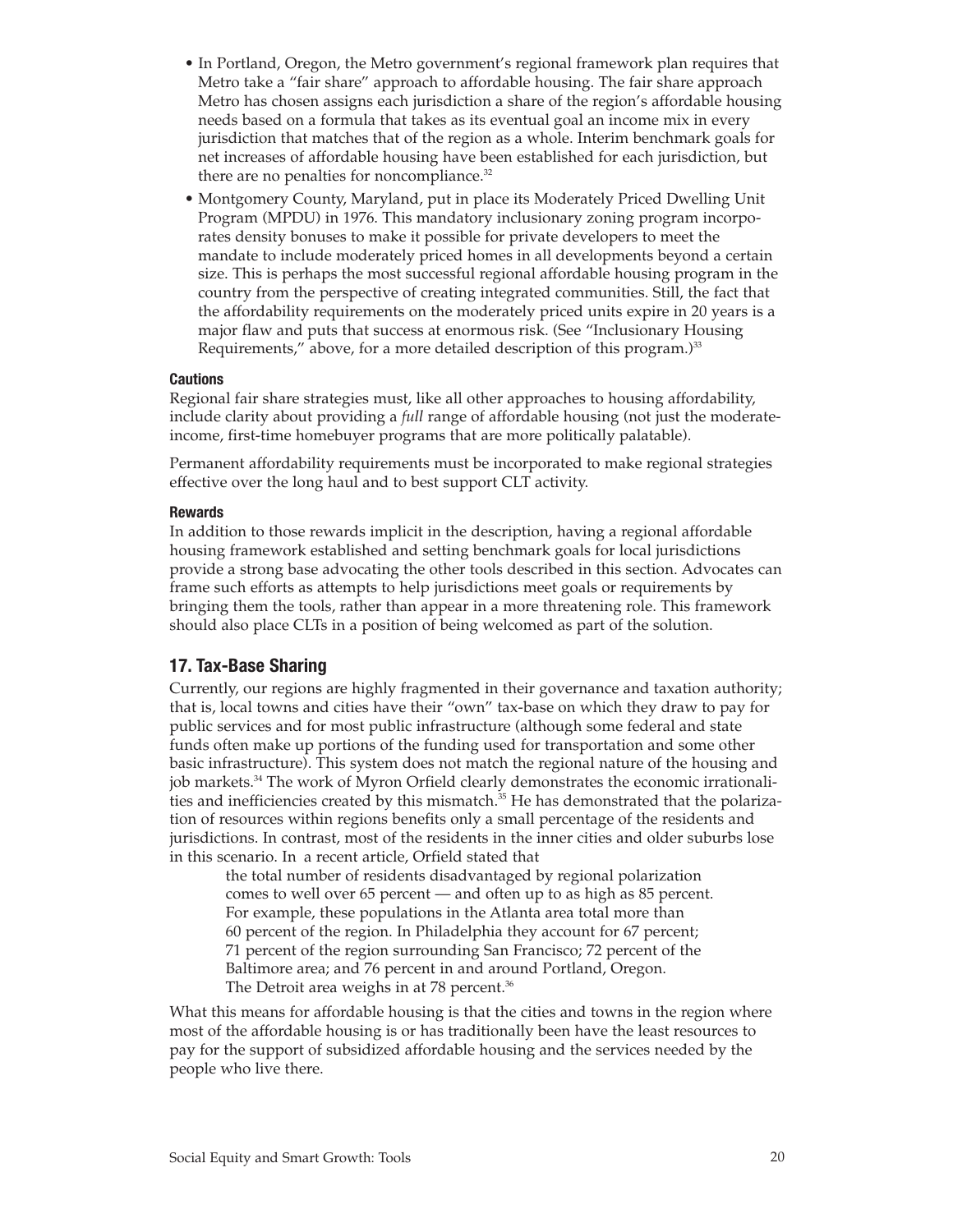- In Portland, Oregon, the Metro government's regional framework plan requires that Metro take a "fair share" approach to affordable housing. The fair share approach Metro has chosen assigns each jurisdiction a share of the region's affordable housing needs based on a formula that takes as its eventual goal an income mix in every jurisdiction that matches that of the region as a whole. Interim benchmark goals for net increases of affordable housing have been established for each jurisdiction, but there are no penalties for noncompliance.[32]
- Montgomery County, Maryland, put in place its Moderately Priced Dwelling Unit Program (MPDU) in 1976. This mandatory inclusionary zoning program incorporates density bonuses to make it possible for private developers to meet the mandate to include moderately priced homes in all developments beyond a certain size. This is perhaps the most successful regional affordable housing program in the country from the perspective of creating integrated communities. Still, the fact that the affordability requirements on the moderately priced units expire in 20 years is a major flaw and puts that success at enormous risk. (See "Inclusionary Housing Requirements," above, for a more detailed description of this program.)[33]

#### Cautions

Regional fair share strategies must, like all other approaches to housing affordability, include clarity about providing a *full* range of affordable housing (not just the moderate-income, first-time homebuyer programs that are more politically palatable).

Permanent affordability requirements must be incorporated to make regional strategies effective over the long haul and to best support CLT activity.

#### Rewards

In addition to those rewards implicit in the description, having a regional affordable housing framework established and setting benchmark goals for local jurisdictions provide a strong base advocating the other tools described in this section. Advocates can frame such efforts as attempts to help jurisdictions meet goals or requirements by bringing them the tools, rather than appear in a more threatening role. This framework should also place CLTs in a position of being welcomed as part of the solution.

### 17. Tax-Base Sharing

Currently, our regions are highly fragmented in their governance and taxation authority; that is, local towns and cities have their "own" tax-base on which they draw to pay for public services and for most public infrastructure (although some federal and state funds often make up portions of the funding used for transportation and some other basic infrastructure). This system does not match the regional nature of the housing and job markets.[34] The work of Myron Orfield clearly demonstrates the economic irrationalities and inefficiencies created by this mismatch.[35] He has demonstrated that the polarization of resources within regions benefits only a small percentage of the residents and jurisdictions. In contrast, most of the residents in the inner cities and older suburbs lose in this scenario. In a recent article, Orfield stated that

> the total number of residents disadvantaged by regional polarization comes to well over 65 percent — and often up to as high as 85 percent. For example, these populations in the Atlanta area total more than 60 percent of the region. In Philadelphia they account for 67 percent; 71 percent of the region surrounding San Francisco; 72 percent of the Baltimore area; and 76 percent in and around Portland, Oregon. The Detroit area weighs in at 78 percent.[36]

What this means for affordable housing is that the cities and towns in the region where most of the affordable housing is or has traditionally been have the least resources to pay for the support of subsidized affordable housing and the services needed by the people who live there.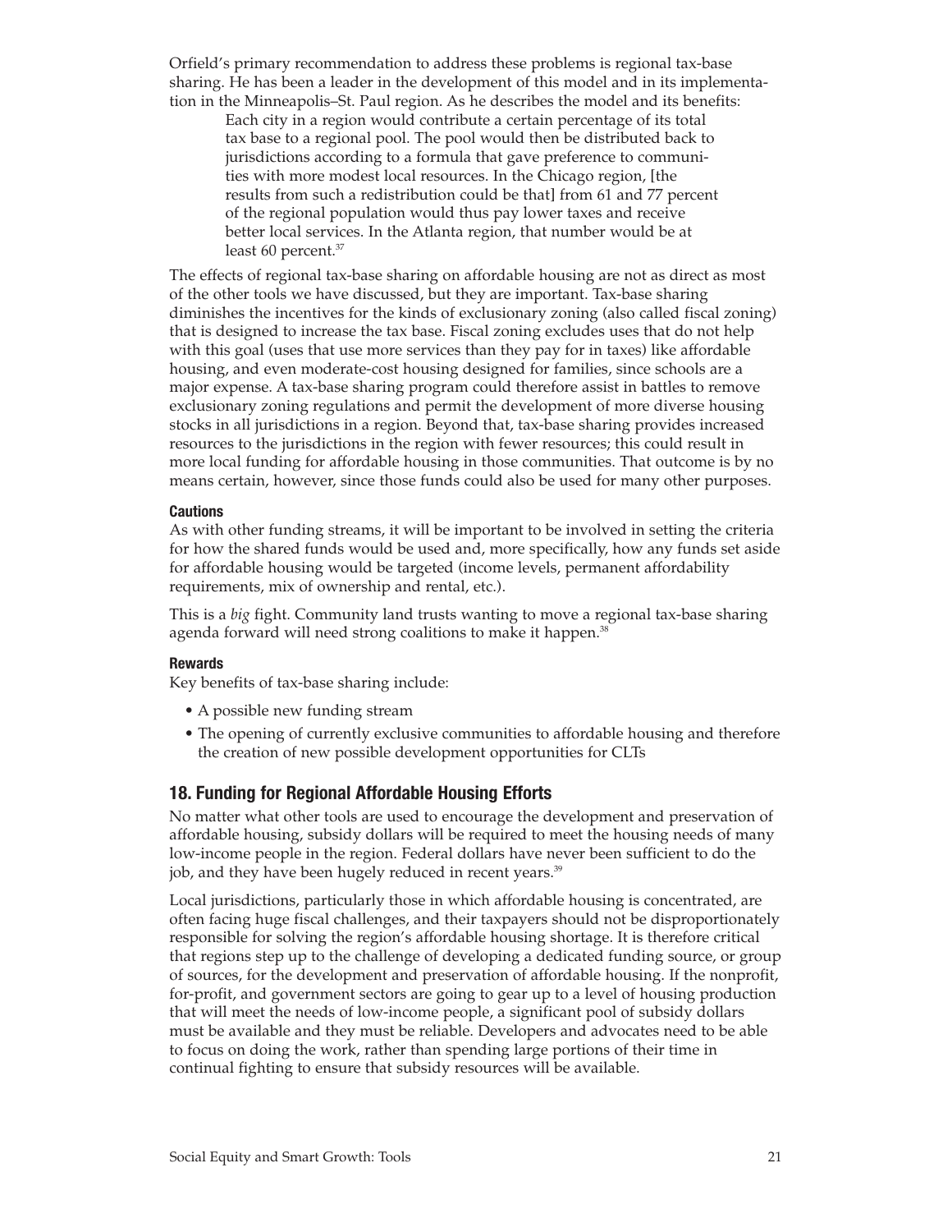Orfield's primary recommendation to address these problems is regional tax-base sharing. He has been a leader in the development of this model and in its implementation in the Minneapolis–St. Paul region. As he describes the model and its benefits:

> Each city in a region would contribute a certain percentage of its total tax base to a regional pool. The pool would then be distributed back to jurisdictions according to a formula that gave preference to communities with more modest local resources. In the Chicago region, [the results from such a redistribution could be that] from 61 and 77 percent of the regional population would thus pay lower taxes and receive better local services. In the Atlanta region, that number would be at least 60 percent.[37]

The effects of regional tax-base sharing on affordable housing are not as direct as most of the other tools we have discussed, but they are important. Tax-base sharing diminishes the incentives for the kinds of exclusionary zoning (also called fiscal zoning) that is designed to increase the tax base. Fiscal zoning excludes uses that do not help with this goal (uses that use more services than they pay for in taxes) like affordable housing, and even moderate-cost housing designed for families, since schools are a major expense. A tax-base sharing program could therefore assist in battles to remove exclusionary zoning regulations and permit the development of more diverse housing stocks in all jurisdictions in a region. Beyond that, tax-base sharing provides increased resources to the jurisdictions in the region with fewer resources; this could result in more local funding for affordable housing in those communities. That outcome is by no means certain, however, since those funds could also be used for many other purposes.

#### Cautions

As with other funding streams, it will be important to be involved in setting the criteria for how the shared funds would be used and, more specifically, how any funds set aside for affordable housing would be targeted (income levels, permanent affordability requirements, mix of ownership and rental, etc.).

This is a *big* fight. Community land trusts wanting to move a regional tax-base sharing agenda forward will need strong coalitions to make it happen.[38]

#### Rewards

Key benefits of tax-base sharing include:

- A possible new funding stream
- The opening of currently exclusive communities to affordable housing and therefore the creation of new possible development opportunities for CLTs

### 18. Funding for Regional Affordable Housing Efforts

No matter what other tools are used to encourage the development and preservation of affordable housing, subsidy dollars will be required to meet the housing needs of many low-income people in the region. Federal dollars have never been sufficient to do the job, and they have been hugely reduced in recent years.[39]

Local jurisdictions, particularly those in which affordable housing is concentrated, are often facing huge fiscal challenges, and their taxpayers should not be disproportionately responsible for solving the region's affordable housing shortage. It is therefore critical that regions step up to the challenge of developing a dedicated funding source, or group of sources, for the development and preservation of affordable housing. If the nonprofit, for-profit, and government sectors are going to gear up to a level of housing production that will meet the needs of low-income people, a significant pool of subsidy dollars must be available and they must be reliable. Developers and advocates need to be able to focus on doing the work, rather than spending large portions of their time in continual fighting to ensure that subsidy resources will be available.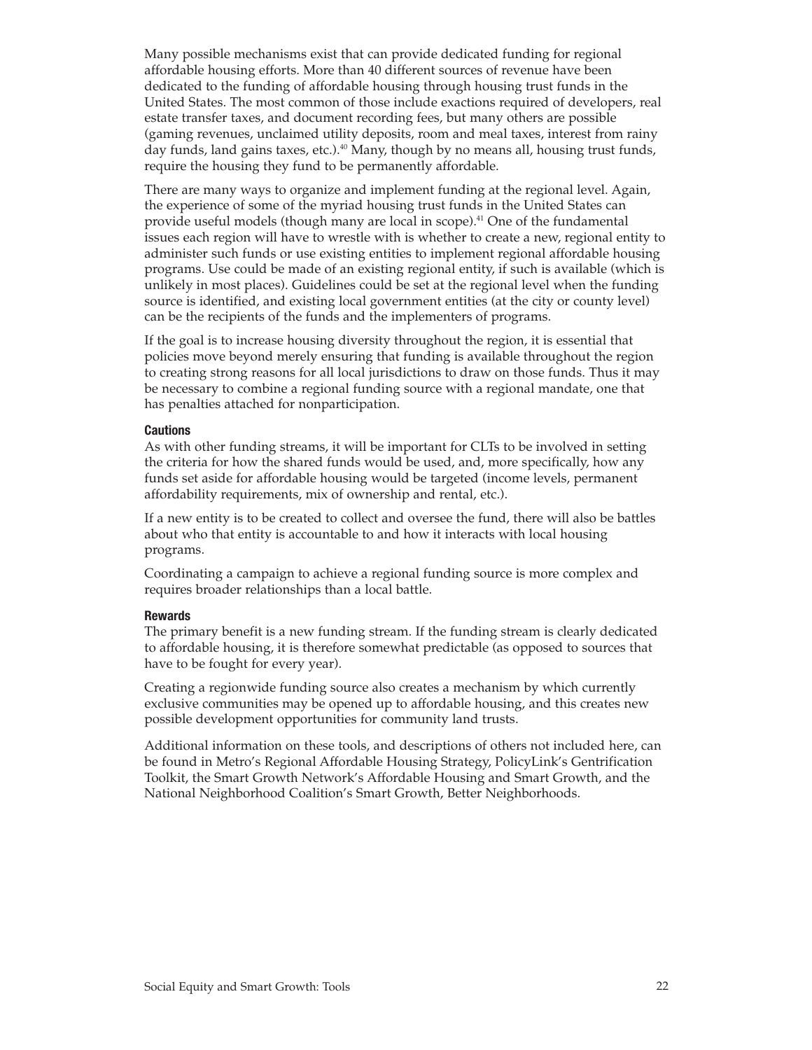Many possible mechanisms exist that can provide dedicated funding for regional affordable housing efforts. More than 40 different sources of revenue have been dedicated to the funding of affordable housing through housing trust funds in the United States. The most common of those include exactions required of developers, real estate transfer taxes, and document recording fees, but many others are possible (gaming revenues, unclaimed utility deposits, room and meal taxes, interest from rainy day funds, land gains taxes, etc.).[40] Many, though by no means all, housing trust funds, require the housing they fund to be permanently affordable.

There are many ways to organize and implement funding at the regional level. Again, the experience of some of the myriad housing trust funds in the United States can provide useful models (though many are local in scope).[41] One of the fundamental issues each region will have to wrestle with is whether to create a new, regional entity to administer such funds or use existing entities to implement regional affordable housing programs. Use could be made of an existing regional entity, if such is available (which is unlikely in most places). Guidelines could be set at the regional level when the funding source is identified, and existing local government entities (at the city or county level) can be the recipients of the funds and the implementers of programs.

If the goal is to increase housing diversity throughout the region, it is essential that policies move beyond merely ensuring that funding is available throughout the region to creating strong reasons for all local jurisdictions to draw on those funds. Thus it may be necessary to combine a regional funding source with a regional mandate, one that has penalties attached for nonparticipation.

#### Cautions

As with other funding streams, it will be important for CLTs to be involved in setting the criteria for how the shared funds would be used, and, more specifically, how any funds set aside for affordable housing would be targeted (income levels, permanent affordability requirements, mix of ownership and rental, etc.).

If a new entity is to be created to collect and oversee the fund, there will also be battles about who that entity is accountable to and how it interacts with local housing programs.

Coordinating a campaign to achieve a regional funding source is more complex and requires broader relationships than a local battle.

#### Rewards

The primary benefit is a new funding stream. If the funding stream is clearly dedicated to affordable housing, it is therefore somewhat predictable (as opposed to sources that have to be fought for every year).

Creating a regionwide funding source also creates a mechanism by which currently exclusive communities may be opened up to affordable housing, and this creates new possible development opportunities for community land trusts.

Additional information on these tools, and descriptions of others not included here, can be found in Metro's Regional Affordable Housing Strategy, PolicyLink's Gentrification Toolkit, the Smart Growth Network's Affordable Housing and Smart Growth, and the National Neighborhood Coalition's Smart Growth, Better Neighborhoods.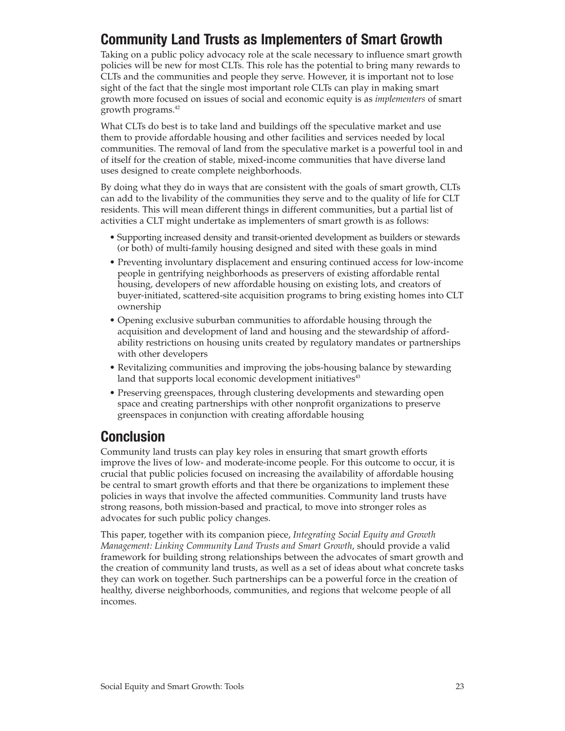## Community Land Trusts as Implementers of Smart Growth

Taking on a public policy advocacy role at the scale necessary to influence smart growth policies will be new for most CLTs. This role has the potential to bring many rewards to CLTs and the communities and people they serve. However, it is important not to lose sight of the fact that the single most important role CLTs can play in making smart growth more focused on issues of social and economic equity is as *implementers* of smart growth programs.[42]

What CLTs do best is to take land and buildings off the speculative market and use them to provide affordable housing and other facilities and services needed by local communities. The removal of land from the speculative market is a powerful tool in and of itself for the creation of stable, mixed-income communities that have diverse land uses designed to create complete neighborhoods.

By doing what they do in ways that are consistent with the goals of smart growth, CLTs can add to the livability of the communities they serve and to the quality of life for CLT residents. This will mean different things in different communities, but a partial list of activities a CLT might undertake as implementers of smart growth is as follows:

- Supporting increased density and transit-oriented development as builders or stewards (or both) of multi-family housing designed and sited with these goals in mind
- Preventing involuntary displacement and ensuring continued access for low-income people in gentrifying neighborhoods as preservers of existing affordable rental housing, developers of new affordable housing on existing lots, and creators of buyer-initiated, scattered-site acquisition programs to bring existing homes into CLT ownership
- Opening exclusive suburban communities to affordable housing through the acquisition and development of land and housing and the stewardship of affordability restrictions on housing units created by regulatory mandates or partnerships with other developers
- Revitalizing communities and improving the jobs-housing balance by stewarding land that supports local economic development initiatives[43]
- Preserving greenspaces, through clustering developments and stewarding open space and creating partnerships with other nonprofit organizations to preserve greenspaces in conjunction with creating affordable housing

## Conclusion

Community land trusts can play key roles in ensuring that smart growth efforts improve the lives of low- and moderate-income people. For this outcome to occur, it is crucial that public policies focused on increasing the availability of affordable housing be central to smart growth efforts and that there be organizations to implement these policies in ways that involve the affected communities. Community land trusts have strong reasons, both mission-based and practical, to move into stronger roles as advocates for such public policy changes.

This paper, together with its companion piece, *Integrating Social Equity and Growth Management: Linking Community Land Trusts and Smart Growth*, should provide a valid framework for building strong relationships between the advocates of smart growth and the creation of community land trusts, as well as a set of ideas about what concrete tasks they can work on together. Such partnerships can be a powerful force in the creation of healthy, diverse neighborhoods, communities, and regions that welcome people of all incomes.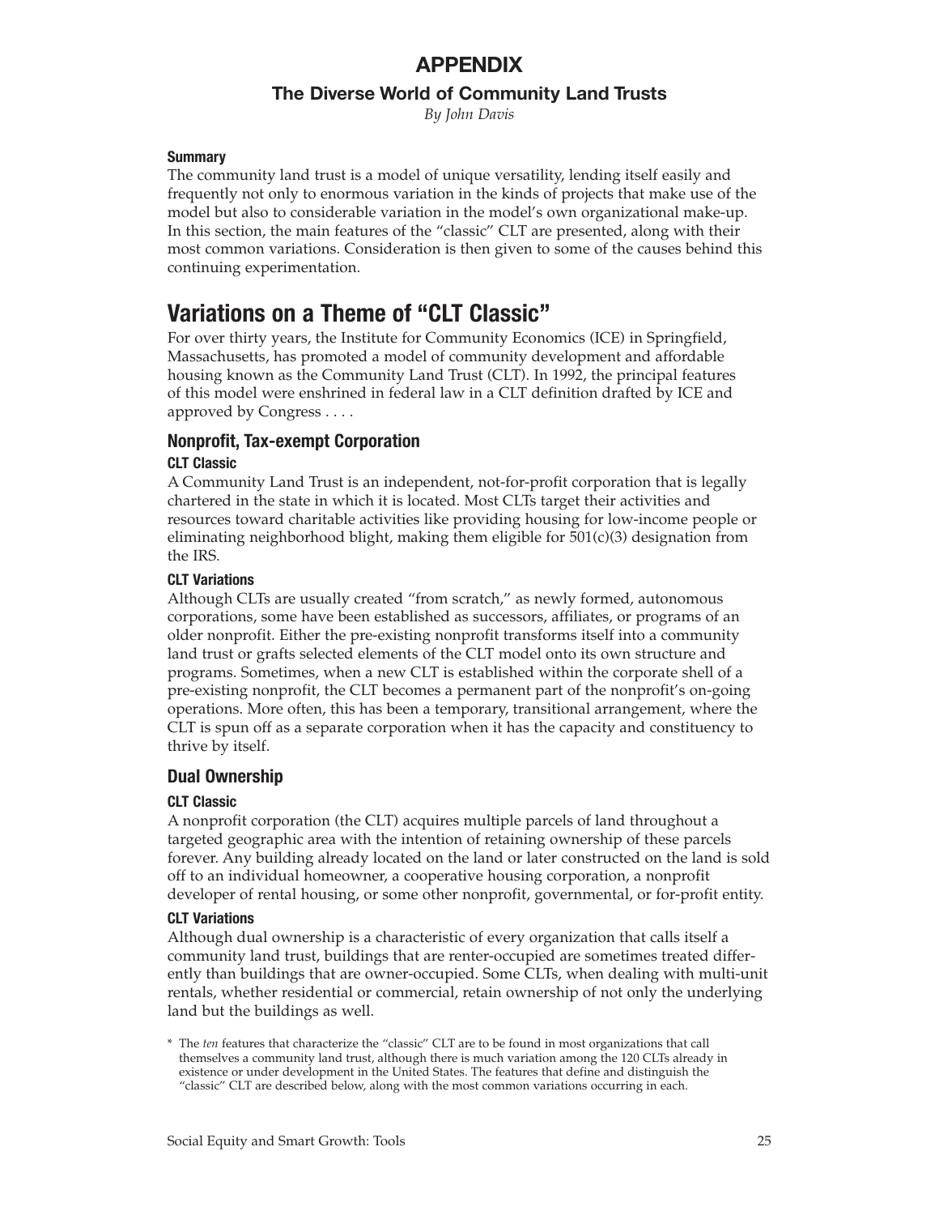# APPENDIX

## The Diverse World of Community Land Trusts

*By John Davis*

#### Summary

The community land trust is a model of unique versatility, lending itself easily and frequently not only to enormous variation in the kinds of projects that make use of the model but also to considerable variation in the model's own organizational make-up. In this section, the main features of the "classic" CLT are presented, along with their most common variations. Consideration is then given to some of the causes behind this continuing experimentation.

## Variations on a Theme of "CLT Classic"

For over thirty years, the Institute for Community Economics (ICE) in Springfield, Massachusetts, has promoted a model of community development and affordable housing known as the Community Land Trust (CLT). In 1992, the principal features of this model were enshrined in federal law in a CLT definition drafted by ICE and approved by Congress . . . .

### Nonprofit, Tax-exempt Corporation

#### CLT Classic

A Community Land Trust is an independent, not-for-profit corporation that is legally chartered in the state in which it is located. Most CLTs target their activities and resources toward charitable activities like providing housing for low-income people or eliminating neighborhood blight, making them eligible for 501(c)(3) designation from the IRS.

#### CLT Variations

Although CLTs are usually created "from scratch," as newly formed, autonomous corporations, some have been established as successors, affiliates, or programs of an older nonprofit. Either the pre-existing nonprofit transforms itself into a community land trust or grafts selected elements of the CLT model onto its own structure and programs. Sometimes, when a new CLT is established within the corporate shell of a pre-existing nonprofit, the CLT becomes a permanent part of the nonprofit's on-going operations. More often, this has been a temporary, transitional arrangement, where the CLT is spun off as a separate corporation when it has the capacity and constituency to thrive by itself.

### Dual Ownership

#### CLT Classic

A nonprofit corporation (the CLT) acquires multiple parcels of land throughout a targeted geographic area with the intention of retaining ownership of these parcels forever. Any building already located on the land or later constructed on the land is sold off to an individual homeowner, a cooperative housing corporation, a nonprofit developer of rental housing, or some other nonprofit, governmental, or for-profit entity.

#### CLT Variations

Although dual ownership is a characteristic of every organization that calls itself a community land trust, buildings that are renter-occupied are sometimes treated differently than buildings that are owner-occupied. Some CLTs, when dealing with multi-unit rentals, whether residential or commercial, retain ownership of not only the underlying land but the buildings as well.

\* The *ten* features that characterize the "classic" CLT are to be found in most organizations that call themselves a community land trust, although there is much variation among the 120 CLTs already in existence or under development in the United States. The features that define and distinguish the "classic" CLT are described below, along with the most common variations occurring in each.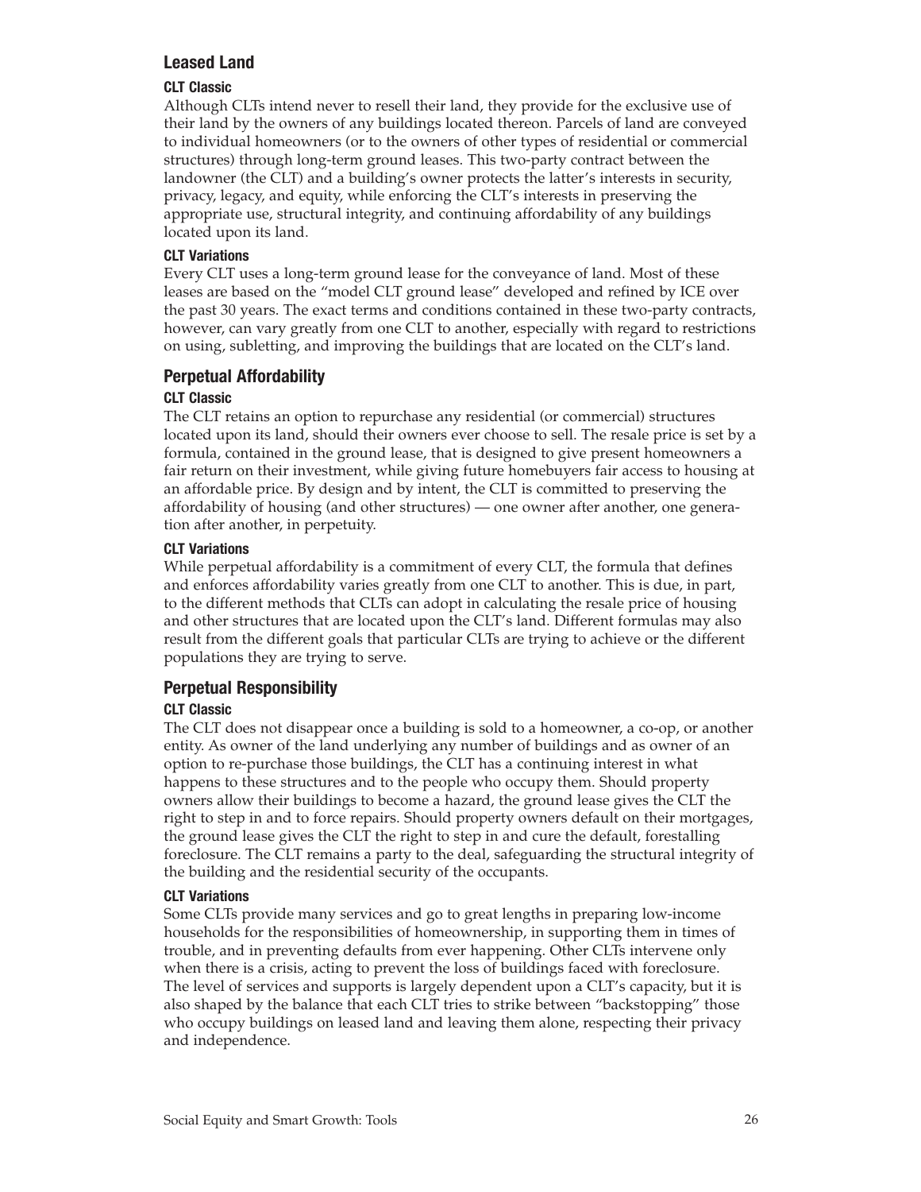## Leased Land

### CLT Classic

Although CLTs intend never to resell their land, they provide for the exclusive use of their land by the owners of any buildings located thereon. Parcels of land are conveyed to individual homeowners (or to the owners of other types of residential or commercial structures) through long-term ground leases. This two-party contract between the landowner (the CLT) and a building's owner protects the latter's interests in security, privacy, legacy, and equity, while enforcing the CLT's interests in preserving the appropriate use, structural integrity, and continuing affordability of any buildings located upon its land.

### CLT Variations

Every CLT uses a long-term ground lease for the conveyance of land. Most of these leases are based on the "model CLT ground lease" developed and refined by ICE over the past 30 years. The exact terms and conditions contained in these two-party contracts, however, can vary greatly from one CLT to another, especially with regard to restrictions on using, subletting, and improving the buildings that are located on the CLT's land.

## Perpetual Affordability

### CLT Classic

The CLT retains an option to repurchase any residential (or commercial) structures located upon its land, should their owners ever choose to sell. The resale price is set by a formula, contained in the ground lease, that is designed to give present homeowners a fair return on their investment, while giving future homebuyers fair access to housing at an affordable price. By design and by intent, the CLT is committed to preserving the affordability of housing (and other structures) — one owner after another, one generation after another, in perpetuity.

### CLT Variations

While perpetual affordability is a commitment of every CLT, the formula that defines and enforces affordability varies greatly from one CLT to another. This is due, in part, to the different methods that CLTs can adopt in calculating the resale price of housing and other structures that are located upon the CLT's land. Different formulas may also result from the different goals that particular CLTs are trying to achieve or the different populations they are trying to serve.

## Perpetual Responsibility

### CLT Classic

The CLT does not disappear once a building is sold to a homeowner, a co-op, or another entity. As owner of the land underlying any number of buildings and as owner of an option to re-purchase those buildings, the CLT has a continuing interest in what happens to these structures and to the people who occupy them. Should property owners allow their buildings to become a hazard, the ground lease gives the CLT the right to step in and to force repairs. Should property owners default on their mortgages, the ground lease gives the CLT the right to step in and cure the default, forestalling foreclosure. The CLT remains a party to the deal, safeguarding the structural integrity of the building and the residential security of the occupants.

### CLT Variations

Some CLTs provide many services and go to great lengths in preparing low-income households for the responsibilities of homeownership, in supporting them in times of trouble, and in preventing defaults from ever happening. Other CLTs intervene only when there is a crisis, acting to prevent the loss of buildings faced with foreclosure. The level of services and supports is largely dependent upon a CLT's capacity, but it is also shaped by the balance that each CLT tries to strike between "backstopping" those who occupy buildings on leased land and leaving them alone, respecting their privacy and independence.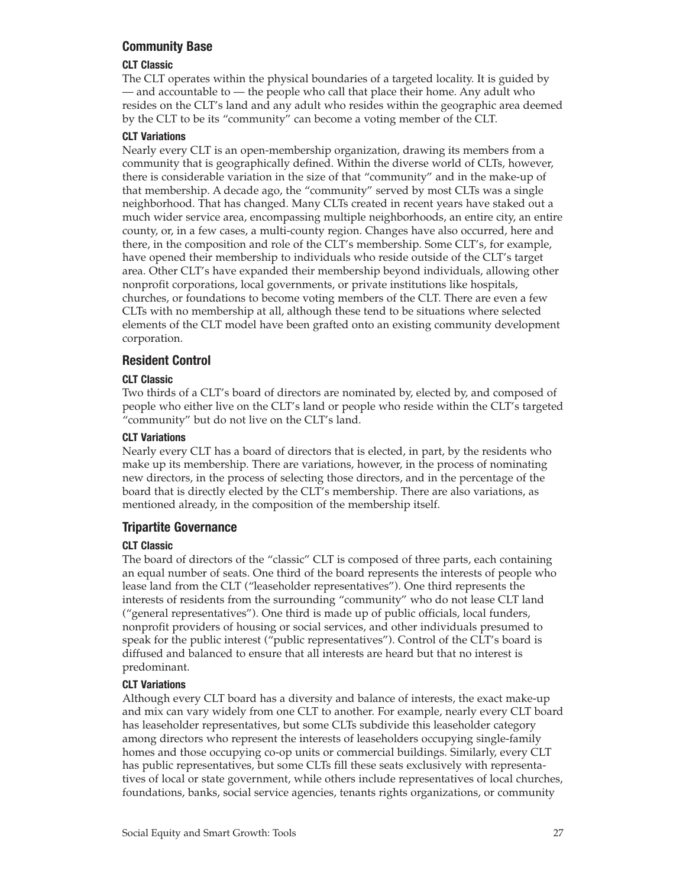## Community Base

#### CLT Classic

The CLT operates within the physical boundaries of a targeted locality. It is guided by — and accountable to — the people who call that place their home. Any adult who resides on the CLT's land and any adult who resides within the geographic area deemed by the CLT to be its "community" can become a voting member of the CLT.

#### CLT Variations

Nearly every CLT is an open-membership organization, drawing its members from a community that is geographically defined. Within the diverse world of CLTs, however, there is considerable variation in the size of that "community" and in the make-up of that membership. A decade ago, the "community" served by most CLTs was a single neighborhood. That has changed. Many CLTs created in recent years have staked out a much wider service area, encompassing multiple neighborhoods, an entire city, an entire county, or, in a few cases, a multi-county region. Changes have also occurred, here and there, in the composition and role of the CLT's membership. Some CLT's, for example, have opened their membership to individuals who reside outside of the CLT's target area. Other CLT's have expanded their membership beyond individuals, allowing other nonprofit corporations, local governments, or private institutions like hospitals, churches, or foundations to become voting members of the CLT. There are even a few CLTs with no membership at all, although these tend to be situations where selected elements of the CLT model have been grafted onto an existing community development corporation.

## Resident Control

#### CLT Classic

Two thirds of a CLT's board of directors are nominated by, elected by, and composed of people who either live on the CLT's land or people who reside within the CLT's targeted "community" but do not live on the CLT's land.

#### CLT Variations

Nearly every CLT has a board of directors that is elected, in part, by the residents who make up its membership. There are variations, however, in the process of nominating new directors, in the process of selecting those directors, and in the percentage of the board that is directly elected by the CLT's membership. There are also variations, as mentioned already, in the composition of the membership itself.

## Tripartite Governance

#### CLT Classic

The board of directors of the "classic" CLT is composed of three parts, each containing an equal number of seats. One third of the board represents the interests of people who lease land from the CLT ("leaseholder representatives"). One third represents the interests of residents from the surrounding "community" who do not lease CLT land ("general representatives"). One third is made up of public officials, local funders, nonprofit providers of housing or social services, and other individuals presumed to speak for the public interest ("public representatives"). Control of the CLT's board is diffused and balanced to ensure that all interests are heard but that no interest is predominant.

#### CLT Variations

Although every CLT board has a diversity and balance of interests, the exact make-up and mix can vary widely from one CLT to another. For example, nearly every CLT board has leaseholder representatives, but some CLTs subdivide this leaseholder category among directors who represent the interests of leaseholders occupying single-family homes and those occupying co-op units or commercial buildings. Similarly, every CLT has public representatives, but some CLTs fill these seats exclusively with representatives of local or state government, while others include representatives of local churches, foundations, banks, social service agencies, tenants rights organizations, or community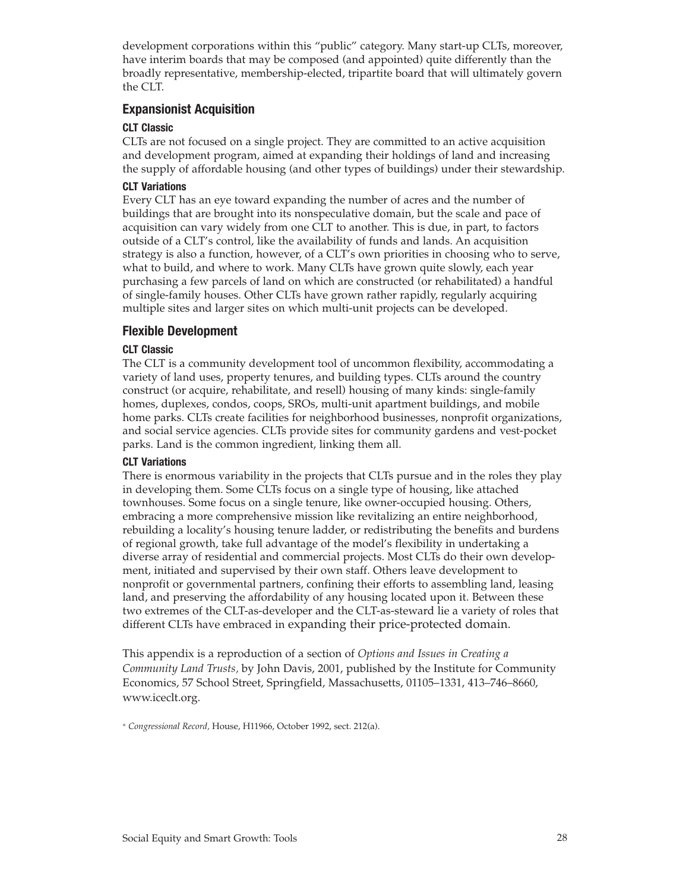development corporations within this "public" category. Many start-up CLTs, moreover, have interim boards that may be composed (and appointed) quite differently than the broadly representative, membership-elected, tripartite board that will ultimately govern the CLT.

## Expansionist Acquisition

### CLT Classic

CLTs are not focused on a single project. They are committed to an active acquisition and development program, aimed at expanding their holdings of land and increasing the supply of affordable housing (and other types of buildings) under their stewardship.

### CLT Variations

Every CLT has an eye toward expanding the number of acres and the number of buildings that are brought into its nonspeculative domain, but the scale and pace of acquisition can vary widely from one CLT to another. This is due, in part, to factors outside of a CLT's control, like the availability of funds and lands. An acquisition strategy is also a function, however, of a CLT's own priorities in choosing who to serve, what to build, and where to work. Many CLTs have grown quite slowly, each year purchasing a few parcels of land on which are constructed (or rehabilitated) a handful of single-family houses. Other CLTs have grown rather rapidly, regularly acquiring multiple sites and larger sites on which multi-unit projects can be developed.

## Flexible Development

### CLT Classic

The CLT is a community development tool of uncommon flexibility, accommodating a variety of land uses, property tenures, and building types. CLTs around the country construct (or acquire, rehabilitate, and resell) housing of many kinds: single-family homes, duplexes, condos, coops, SROs, multi-unit apartment buildings, and mobile home parks. CLTs create facilities for neighborhood businesses, nonprofit organizations, and social service agencies. CLTs provide sites for community gardens and vest-pocket parks. Land is the common ingredient, linking them all.

### CLT Variations

There is enormous variability in the projects that CLTs pursue and in the roles they play in developing them. Some CLTs focus on a single type of housing, like attached townhouses. Some focus on a single tenure, like owner-occupied housing. Others, embracing a more comprehensive mission like revitalizing an entire neighborhood, rebuilding a locality's housing tenure ladder, or redistributing the benefits and burdens of regional growth, take full advantage of the model's flexibility in undertaking a diverse array of residential and commercial projects. Most CLTs do their own development, initiated and supervised by their own staff. Others leave development to nonprofit or governmental partners, confining their efforts to assembling land, leasing land, and preserving the affordability of any housing located upon it. Between these two extremes of the CLT-as-developer and the CLT-as-steward lie a variety of roles that different CLTs have embraced in expanding their price-protected domain.

This appendix is a reproduction of a section of *Options and Issues in Creating a Community Land Trusts,* by John Davis, 2001, published by the Institute for Community Economics, 57 School Street, Springfield, Massachusetts, 01105–1331, 413–746–8660, www.iceclt.org.

* *Congressional Record,* House, H11966, October 1992, sect. 212(a).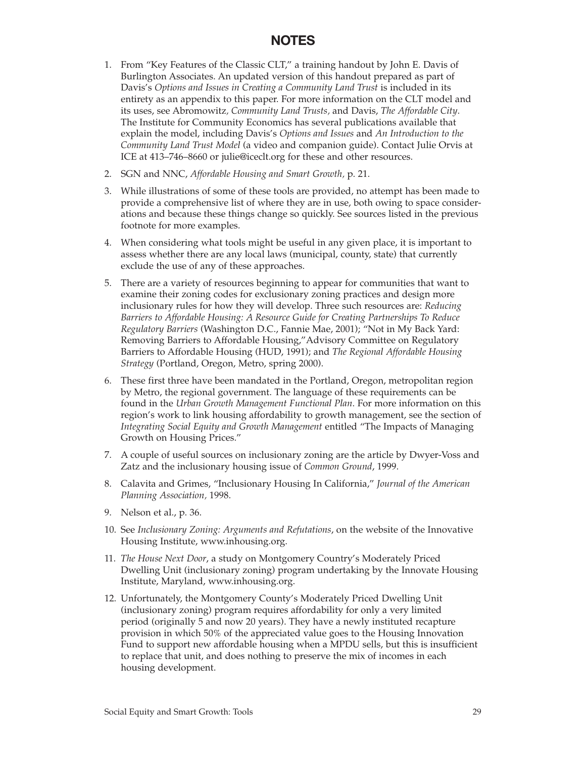# NOTES

1. From "Key Features of the Classic CLT," a training handout by John E. Davis of Burlington Associates. An updated version of this handout prepared as part of Davis's *Options and Issues in Creating a Community Land Trust* is included in its entirety as an appendix to this paper. For more information on the CLT model and its uses, see Abromowitz, *Community Land Trusts,* and Davis, *The Affordable City*. The Institute for Community Economics has several publications available that explain the model, including Davis's *Options and Issues* and *An Introduction to the Community Land Trust Model* (a video and companion guide). Contact Julie Orvis at ICE at 413–746–8660 or julie@iceclt.org for these and other resources.

2. SGN and NNC, *Affordable Housing and Smart Growth,* p. 21.

3. While illustrations of some of these tools are provided, no attempt has been made to provide a comprehensive list of where they are in use, both owing to space considerations and because these things change so quickly. See sources listed in the previous footnote for more examples.

4. When considering what tools might be useful in any given place, it is important to assess whether there are any local laws (municipal, county, state) that currently exclude the use of any of these approaches.

5. There are a variety of resources beginning to appear for communities that want to examine their zoning codes for exclusionary zoning practices and design more inclusionary rules for how they will develop. Three such resources are: *Reducing Barriers to Affordable Housing: A Resource Guide for Creating Partnerships To Reduce Regulatory Barriers* (Washington D.C., Fannie Mae, 2001); "Not in My Back Yard: Removing Barriers to Affordable Housing,"Advisory Committee on Regulatory Barriers to Affordable Housing (HUD, 1991); and *The Regional Affordable Housing Strategy* (Portland, Oregon, Metro, spring 2000).

6. These first three have been mandated in the Portland, Oregon, metropolitan region by Metro, the regional government. The language of these requirements can be found in the *Urban Growth Management Functional Plan*. For more information on this region's work to link housing affordability to growth management, see the section of *Integrating Social Equity and Growth Management* entitled "The Impacts of Managing Growth on Housing Prices."

7. A couple of useful sources on inclusionary zoning are the article by Dwyer-Voss and Zatz and the inclusionary housing issue of *Common Ground*, 1999.

8. Calavita and Grimes, "Inclusionary Housing In California," *Journal of the American Planning Association,* 1998.

9. Nelson et al., p. 36.

10. See *Inclusionary Zoning: Arguments and Refutations*, on the website of the Innovative Housing Institute, www.inhousing.org.

11. *The House Next Door*, a study on Montgomery Country's Moderately Priced Dwelling Unit (inclusionary zoning) program undertaking by the Innovate Housing Institute, Maryland, www.inhousing.org.

12. Unfortunately, the Montgomery County's Moderately Priced Dwelling Unit (inclusionary zoning) program requires affordability for only a very limited period (originally 5 and now 20 years). They have a newly instituted recapture provision in which 50% of the appreciated value goes to the Housing Innovation Fund to support new affordable housing when a MPDU sells, but this is insufficient to replace that unit, and does nothing to preserve the mix of incomes in each housing development.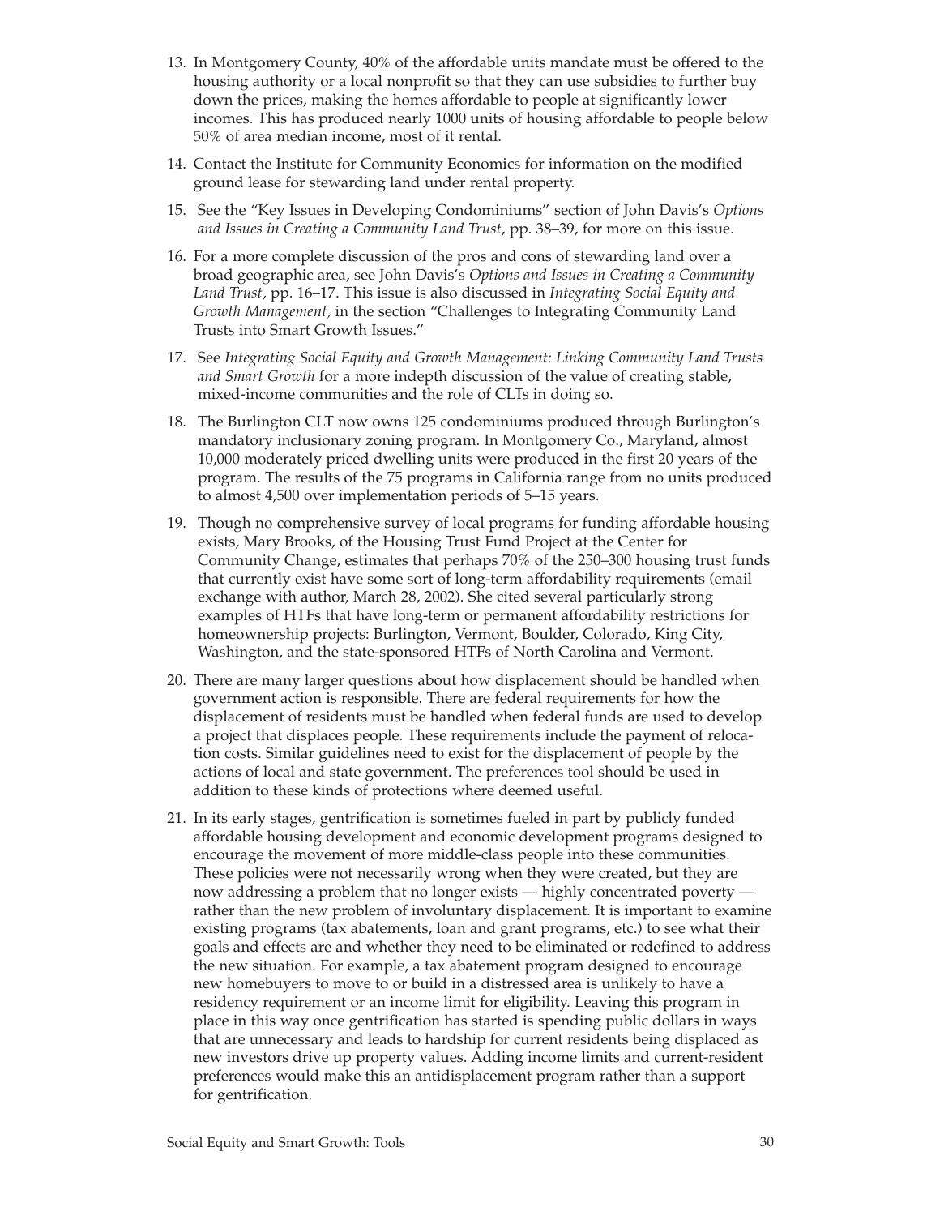13. In Montgomery County, 40% of the affordable units mandate must be offered to the housing authority or a local nonprofit so that they can use subsidies to further buy down the prices, making the homes affordable to people at significantly lower incomes. This has produced nearly 1000 units of housing affordable to people below 50% of area median income, most of it rental.

14. Contact the Institute for Community Economics for information on the modified ground lease for stewarding land under rental property.

15. See the "Key Issues in Developing Condominiums" section of John Davis's *Options and Issues in Creating a Community Land Trust*, pp. 38–39, for more on this issue.

16. For a more complete discussion of the pros and cons of stewarding land over a broad geographic area, see John Davis's *Options and Issues in Creating a Community Land Trust,* pp. 16–17. This issue is also discussed in *Integrating Social Equity and Growth Management,* in the section "Challenges to Integrating Community Land Trusts into Smart Growth Issues."

17. See *Integrating Social Equity and Growth Management: Linking Community Land Trusts and Smart Growth* for a more indepth discussion of the value of creating stable, mixed-income communities and the role of CLTs in doing so.

18. The Burlington CLT now owns 125 condominiums produced through Burlington's mandatory inclusionary zoning program. In Montgomery Co., Maryland, almost 10,000 moderately priced dwelling units were produced in the first 20 years of the program. The results of the 75 programs in California range from no units produced to almost 4,500 over implementation periods of 5–15 years.

19. Though no comprehensive survey of local programs for funding affordable housing exists, Mary Brooks, of the Housing Trust Fund Project at the Center for Community Change, estimates that perhaps 70% of the 250–300 housing trust funds that currently exist have some sort of long-term affordability requirements (email exchange with author, March 28, 2002). She cited several particularly strong examples of HTFs that have long-term or permanent affordability restrictions for homeownership projects: Burlington, Vermont, Boulder, Colorado, King City, Washington, and the state-sponsored HTFs of North Carolina and Vermont.

20. There are many larger questions about how displacement should be handled when government action is responsible. There are federal requirements for how the displacement of residents must be handled when federal funds are used to develop a project that displaces people. These requirements include the payment of relocation costs. Similar guidelines need to exist for the displacement of people by the actions of local and state government. The preferences tool should be used in addition to these kinds of protections where deemed useful.

21. In its early stages, gentrification is sometimes fueled in part by publicly funded affordable housing development and economic development programs designed to encourage the movement of more middle-class people into these communities. These policies were not necessarily wrong when they were created, but they are now addressing a problem that no longer exists — highly concentrated poverty — rather than the new problem of involuntary displacement. It is important to examine existing programs (tax abatements, loan and grant programs, etc.) to see what their goals and effects are and whether they need to be eliminated or redefined to address the new situation. For example, a tax abatement program designed to encourage new homebuyers to move to or build in a distressed area is unlikely to have a residency requirement or an income limit for eligibility. Leaving this program in place in this way once gentrification has started is spending public dollars in ways that are unnecessary and leads to hardship for current residents being displaced as new investors drive up property values. Adding income limits and current-resident preferences would make this an antidisplacement program rather than a support for gentrification.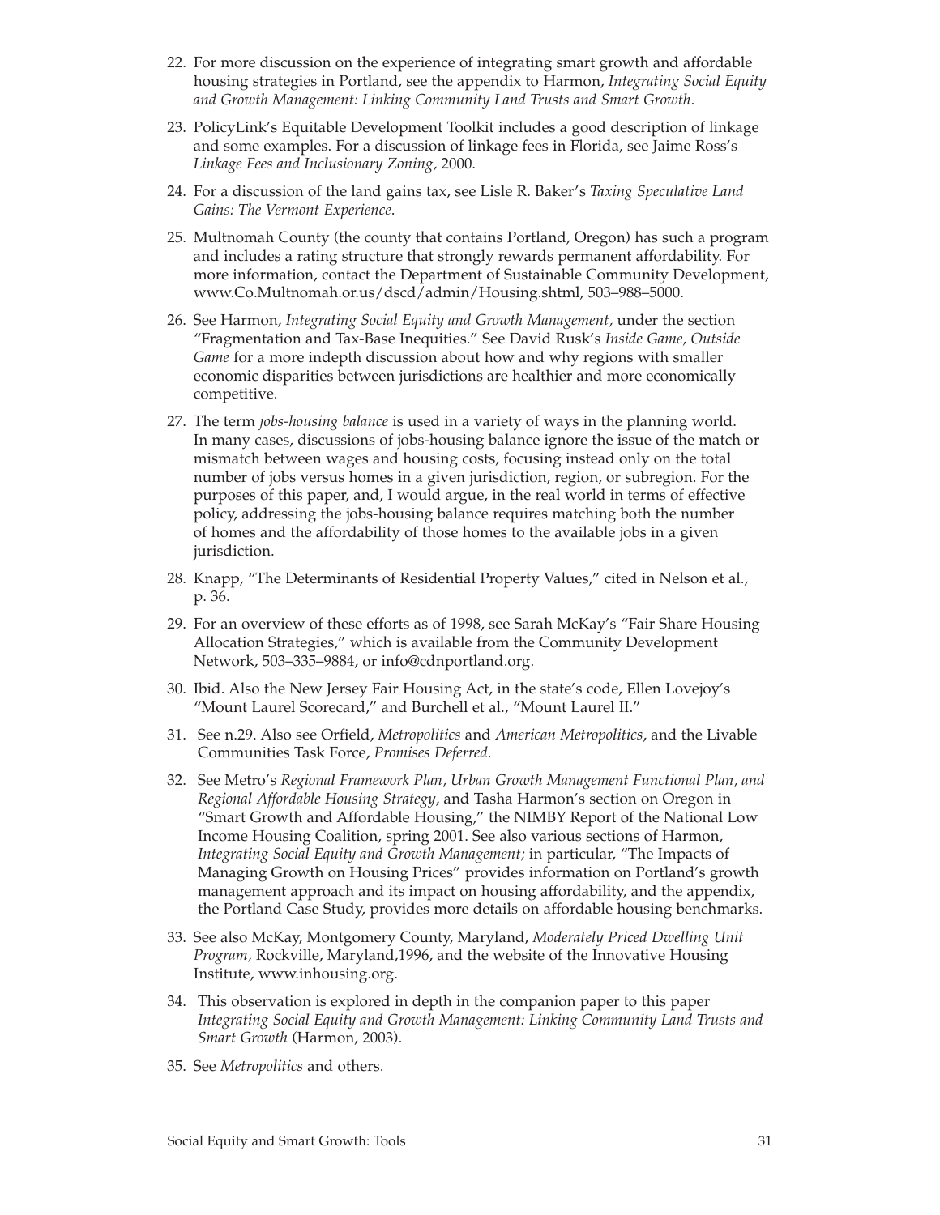22. For more discussion on the experience of integrating smart growth and affordable housing strategies in Portland, see the appendix to Harmon, *Integrating Social Equity and Growth Management: Linking Community Land Trusts and Smart Growth.*

23. PolicyLink's Equitable Development Toolkit includes a good description of linkage and some examples. For a discussion of linkage fees in Florida, see Jaime Ross's *Linkage Fees and Inclusionary Zoning,* 2000.

24. For a discussion of the land gains tax, see Lisle R. Baker's *Taxing Speculative Land Gains: The Vermont Experience*.

25. Multnomah County (the county that contains Portland, Oregon) has such a program and includes a rating structure that strongly rewards permanent affordability. For more information, contact the Department of Sustainable Community Development, www.Co.Multnomah.or.us/dscd/admin/Housing.shtml, 503–988–5000.

26. See Harmon, *Integrating Social Equity and Growth Management,* under the section "Fragmentation and Tax-Base Inequities." See David Rusk's *Inside Game, Outside Game* for a more indepth discussion about how and why regions with smaller economic disparities between jurisdictions are healthier and more economically competitive.

27. The term *jobs-housing balance* is used in a variety of ways in the planning world. In many cases, discussions of jobs-housing balance ignore the issue of the match or mismatch between wages and housing costs, focusing instead only on the total number of jobs versus homes in a given jurisdiction, region, or subregion. For the purposes of this paper, and, I would argue, in the real world in terms of effective policy, addressing the jobs-housing balance requires matching both the number of homes and the affordability of those homes to the available jobs in a given jurisdiction.

28. Knapp, "The Determinants of Residential Property Values," cited in Nelson et al., p. 36.

29. For an overview of these efforts as of 1998, see Sarah McKay's "Fair Share Housing Allocation Strategies," which is available from the Community Development Network, 503–335–9884, or info@cdnportland.org.

30. Ibid. Also the New Jersey Fair Housing Act, in the state's code, Ellen Lovejoy's "Mount Laurel Scorecard," and Burchell et al., "Mount Laurel II."

31. See n.29. Also see Orfield, *Metropolitics* and *American Metropolitics*, and the Livable Communities Task Force, *Promises Deferred*.

32. See Metro's *Regional Framework Plan, Urban Growth Management Functional Plan, and Regional Affordable Housing Strategy*, and Tasha Harmon's section on Oregon in "Smart Growth and Affordable Housing," the NIMBY Report of the National Low Income Housing Coalition, spring 2001. See also various sections of Harmon, *Integrating Social Equity and Growth Management;* in particular, "The Impacts of Managing Growth on Housing Prices" provides information on Portland's growth management approach and its impact on housing affordability, and the appendix, the Portland Case Study, provides more details on affordable housing benchmarks.

33. See also McKay, Montgomery County, Maryland, *Moderately Priced Dwelling Unit Program,* Rockville, Maryland,1996, and the website of the Innovative Housing Institute, www.inhousing.org.

34. This observation is explored in depth in the companion paper to this paper *Integrating Social Equity and Growth Management: Linking Community Land Trusts and Smart Growth* (Harmon, 2003).

35. See *Metropolitics* and others.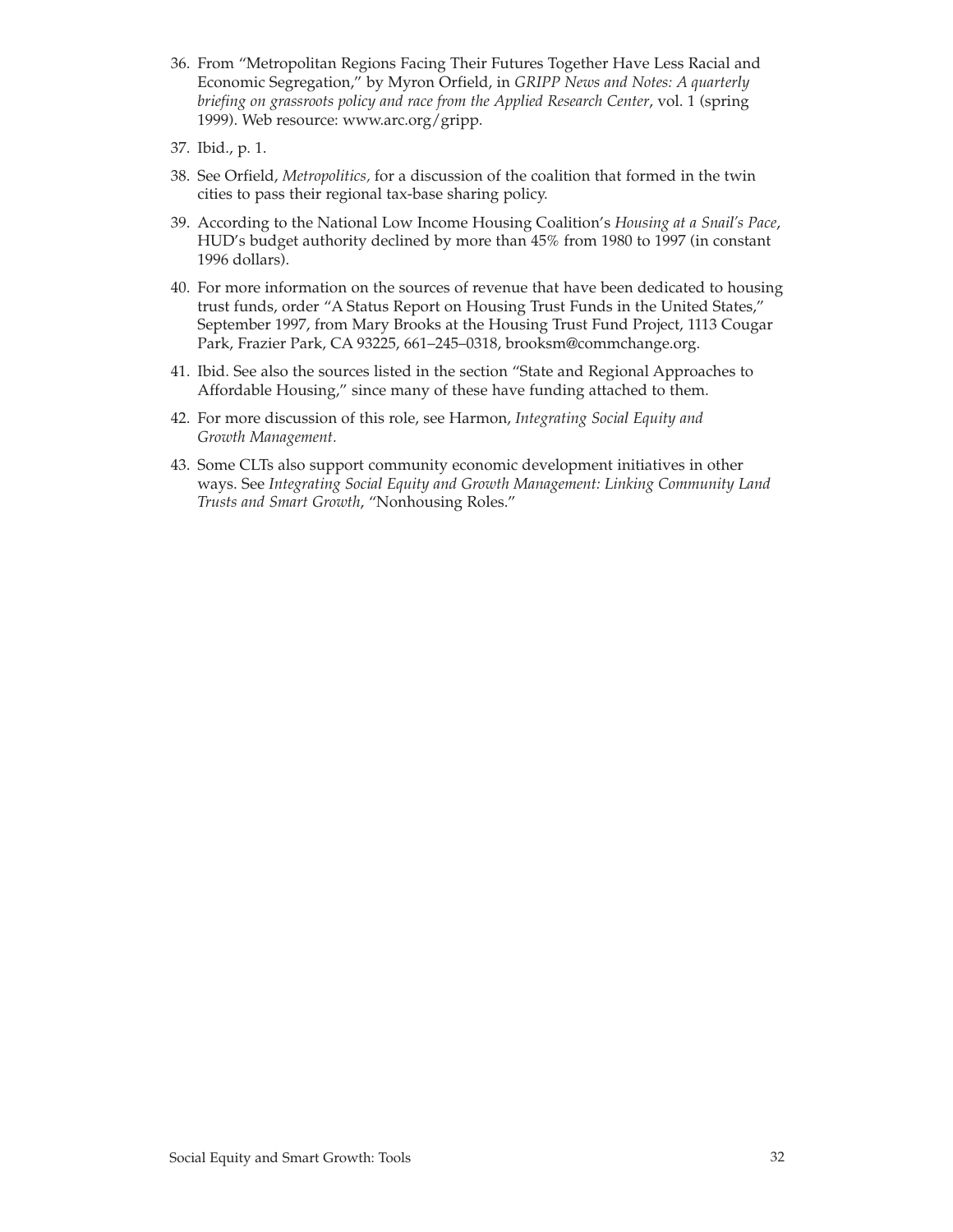36. From "Metropolitan Regions Facing Their Futures Together Have Less Racial and Economic Segregation," by Myron Orfield, in *GRIPP News and Notes: A quarterly briefing on grassroots policy and race from the Applied Research Center*, vol. 1 (spring 1999). Web resource: www.arc.org/gripp.

37. Ibid., p. 1.

38. See Orfield, *Metropolitics,* for a discussion of the coalition that formed in the twin cities to pass their regional tax-base sharing policy.

39. According to the National Low Income Housing Coalition's *Housing at a Snail's Pace*, HUD's budget authority declined by more than 45% from 1980 to 1997 (in constant 1996 dollars).

40. For more information on the sources of revenue that have been dedicated to housing trust funds, order "A Status Report on Housing Trust Funds in the United States," September 1997, from Mary Brooks at the Housing Trust Fund Project, 1113 Cougar Park, Frazier Park, CA 93225, 661–245–0318, brooksm@commchange.org.

41. Ibid. See also the sources listed in the section "State and Regional Approaches to Affordable Housing," since many of these have funding attached to them.

42. For more discussion of this role, see Harmon, *Integrating Social Equity and Growth Management.*

43. Some CLTs also support community economic development initiatives in other ways. See *Integrating Social Equity and Growth Management: Linking Community Land Trusts and Smart Growth*, "Nonhousing Roles."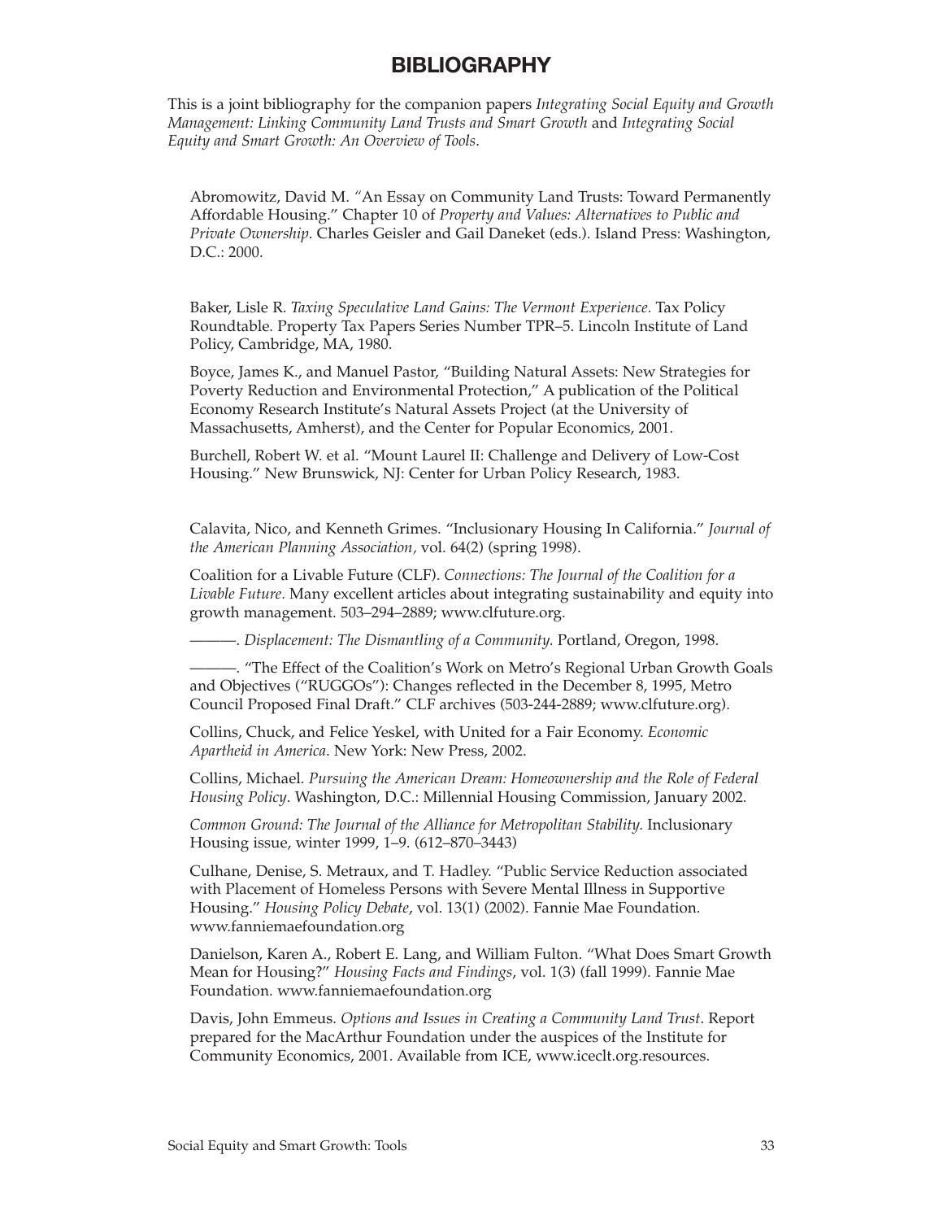# BIBLIOGRAPHY

This is a joint bibliography for the companion papers *Integrating Social Equity and Growth Management: Linking Community Land Trusts and Smart Growth* and *Integrating Social Equity and Smart Growth: An Overview of Tools*.

Abromowitz, David M. "An Essay on Community Land Trusts: Toward Permanently Affordable Housing." Chapter 10 of *Property and Values: Alternatives to Public and Private Ownership*. Charles Geisler and Gail Daneket (eds.). Island Press: Washington, D.C.: 2000.

Baker, Lisle R. *Taxing Speculative Land Gains: The Vermont Experience.* Tax Policy Roundtable. Property Tax Papers Series Number TPR–5. Lincoln Institute of Land Policy, Cambridge, MA, 1980.

Boyce, James K., and Manuel Pastor, "Building Natural Assets: New Strategies for Poverty Reduction and Environmental Protection," A publication of the Political Economy Research Institute's Natural Assets Project (at the University of Massachusetts, Amherst), and the Center for Popular Economics, 2001.

Burchell, Robert W. et al. "Mount Laurel II: Challenge and Delivery of Low-Cost Housing." New Brunswick, NJ: Center for Urban Policy Research, 1983.

Calavita, Nico, and Kenneth Grimes. "Inclusionary Housing In California." *Journal of the American Planning Association,* vol. 64(2) (spring 1998).

Coalition for a Livable Future (CLF). *Connections: The Journal of the Coalition for a Livable Future.* Many excellent articles about integrating sustainability and equity into growth management. 503–294–2889; www.clfuture.org.

———. *Displacement: The Dismantling of a Community.* Portland, Oregon, 1998.

———. "The Effect of the Coalition's Work on Metro's Regional Urban Growth Goals and Objectives ("RUGGOs"): Changes reflected in the December 8, 1995, Metro Council Proposed Final Draft." CLF archives (503-244-2889; www.clfuture.org).

Collins, Chuck, and Felice Yeskel, with United for a Fair Economy. *Economic Apartheid in America*. New York: New Press, 2002.

Collins, Michael. *Pursuing the American Dream: Homeownership and the Role of Federal Housing Policy*. Washington, D.C.: Millennial Housing Commission, January 2002.

*Common Ground: The Journal of the Alliance for Metropolitan Stability.* Inclusionary Housing issue, winter 1999, 1–9. (612–870–3443)

Culhane, Denise, S. Metraux, and T. Hadley. "Public Service Reduction associated with Placement of Homeless Persons with Severe Mental Illness in Supportive Housing." *Housing Policy Debate*, vol. 13(1) (2002). Fannie Mae Foundation. www.fanniemaefoundation.org

Danielson, Karen A., Robert E. Lang, and William Fulton. "What Does Smart Growth Mean for Housing?" *Housing Facts and Findings*, vol. 1(3) (fall 1999). Fannie Mae Foundation. www.fanniemaefoundation.org

Davis, John Emmeus. *Options and Issues in Creating a Community Land Trust*. Report prepared for the MacArthur Foundation under the auspices of the Institute for Community Economics, 2001. Available from ICE, www.iceclt.org.resources.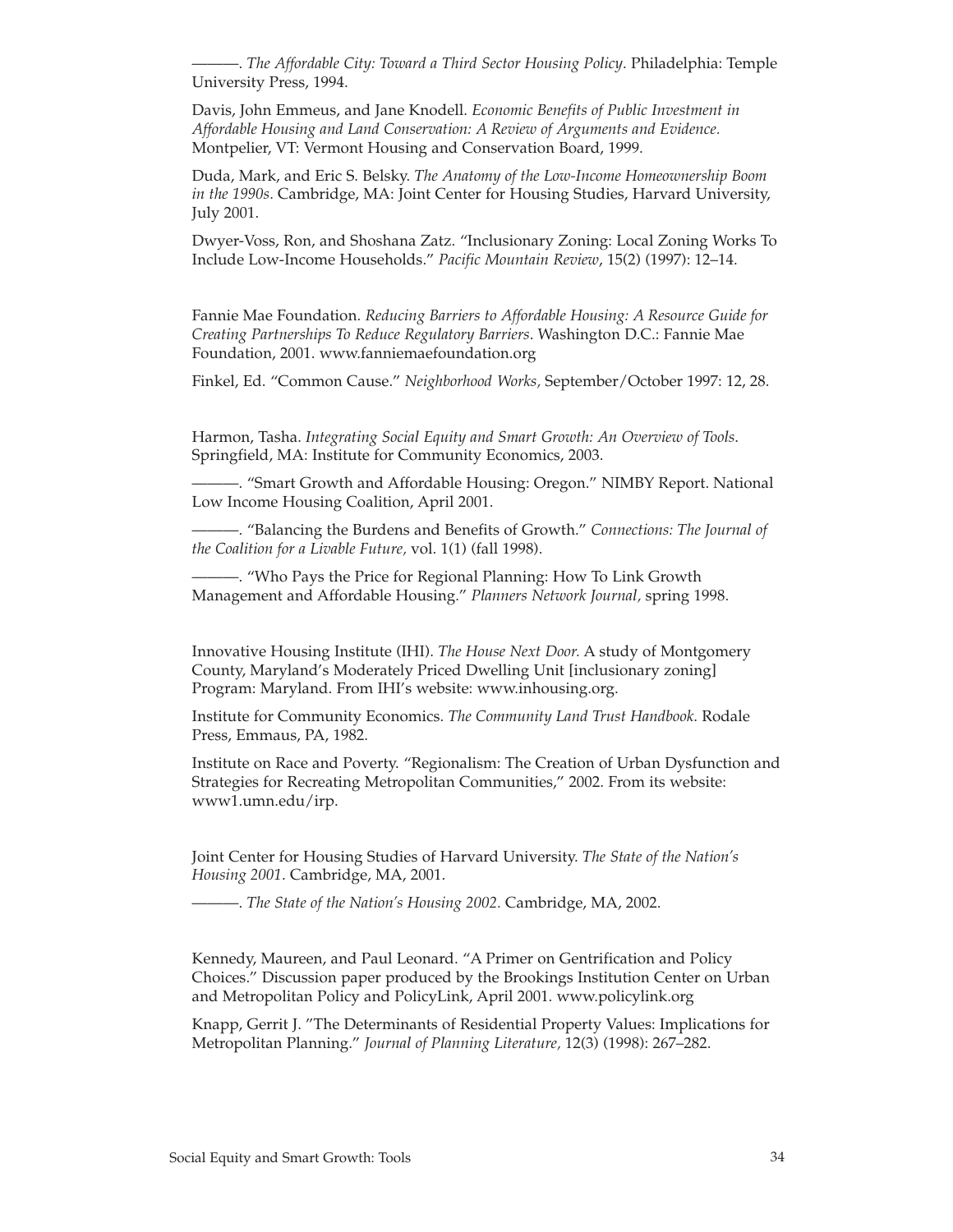———. *The Affordable City: Toward a Third Sector Housing Policy*. Philadelphia: Temple University Press, 1994.

Davis, John Emmeus, and Jane Knodell. *Economic Benefits of Public Investment in Affordable Housing and Land Conservation: A Review of Arguments and Evidence.* Montpelier, VT: Vermont Housing and Conservation Board, 1999.

Duda, Mark, and Eric S. Belsky. *The Anatomy of the Low-Income Homeownership Boom in the 1990s.* Cambridge, MA: Joint Center for Housing Studies, Harvard University, July 2001.

Dwyer-Voss, Ron, and Shoshana Zatz. "Inclusionary Zoning: Local Zoning Works To Include Low-Income Households." *Pacific Mountain Review*, 15(2) (1997): 12–14.

Fannie Mae Foundation. *Reducing Barriers to Affordable Housing: A Resource Guide for Creating Partnerships To Reduce Regulatory Barriers*. Washington D.C.: Fannie Mae Foundation, 2001. www.fanniemaefoundation.org

Finkel, Ed. "Common Cause." *Neighborhood Works,* September/October 1997: 12, 28.

Harmon, Tasha. *Integrating Social Equity and Smart Growth: An Overview of Tools*. Springfield, MA: Institute for Community Economics, 2003.

———. "Smart Growth and Affordable Housing: Oregon." NIMBY Report. National Low Income Housing Coalition, April 2001.

———. "Balancing the Burdens and Benefits of Growth." *Connections: The Journal of the Coalition for a Livable Future,* vol. 1(1) (fall 1998).

———. "Who Pays the Price for Regional Planning: How To Link Growth Management and Affordable Housing." *Planners Network Journal,* spring 1998.

Innovative Housing Institute (IHI). *The House Next Door.* A study of Montgomery County, Maryland's Moderately Priced Dwelling Unit [inclusionary zoning] Program: Maryland. From IHI's website: www.inhousing.org.

Institute for Community Economics. *The Community Land Trust Handbook.* Rodale Press, Emmaus, PA, 1982.

Institute on Race and Poverty. "Regionalism: The Creation of Urban Dysfunction and Strategies for Recreating Metropolitan Communities," 2002. From its website: www1.umn.edu/irp.

Joint Center for Housing Studies of Harvard University. *The State of the Nation's Housing 2001*. Cambridge, MA, 2001.

———. *The State of the Nation's Housing 2002.* Cambridge, MA, 2002.

Kennedy, Maureen, and Paul Leonard. "A Primer on Gentrification and Policy Choices." Discussion paper produced by the Brookings Institution Center on Urban and Metropolitan Policy and PolicyLink, April 2001. www.policylink.org

Knapp, Gerrit J. "The Determinants of Residential Property Values: Implications for Metropolitan Planning." *Journal of Planning Literature,* 12(3) (1998): 267–282.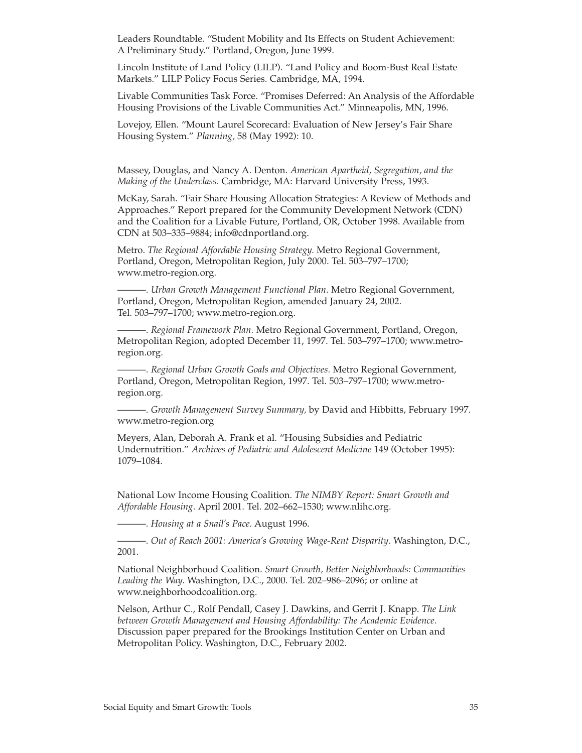Leaders Roundtable. "Student Mobility and Its Effects on Student Achievement: A Preliminary Study." Portland, Oregon, June 1999.

Lincoln Institute of Land Policy (LILP). "Land Policy and Boom-Bust Real Estate Markets." LILP Policy Focus Series. Cambridge, MA, 1994.

Livable Communities Task Force. "Promises Deferred: An Analysis of the Affordable Housing Provisions of the Livable Communities Act." Minneapolis, MN, 1996.

Lovejoy, Ellen. "Mount Laurel Scorecard: Evaluation of New Jersey's Fair Share Housing System." *Planning,* 58 (May 1992): 10.

Massey, Douglas, and Nancy A. Denton. *American Apartheid, Segregation, and the Making of the Underclass.* Cambridge, MA: Harvard University Press, 1993.

McKay, Sarah. "Fair Share Housing Allocation Strategies: A Review of Methods and Approaches." Report prepared for the Community Development Network (CDN) and the Coalition for a Livable Future, Portland, OR, October 1998. Available from CDN at 503–335–9884; info@cdnportland.org.

Metro. *The Regional Affordable Housing Strategy.* Metro Regional Government, Portland, Oregon, Metropolitan Region, July 2000. Tel. 503–797–1700; www.metro-region.org.

———. *Urban Growth Management Functional Plan.* Metro Regional Government, Portland, Oregon, Metropolitan Region, amended January 24, 2002. Tel. 503–797–1700; www.metro-region.org.

———. *Regional Framework Plan.* Metro Regional Government, Portland, Oregon, Metropolitan Region, adopted December 11, 1997. Tel. 503–797–1700; www.metro-region.org.

———. *Regional Urban Growth Goals and Objectives.* Metro Regional Government, Portland, Oregon, Metropolitan Region, 1997. Tel. 503–797–1700; www.metro-region.org.

———. *Growth Management Survey Summary,* by David and Hibbitts, February 1997. www.metro-region.org

Meyers, Alan, Deborah A. Frank et al. "Housing Subsidies and Pediatric Undernutrition." *Archives of Pediatric and Adolescent Medicine* 149 (October 1995): 1079–1084.

National Low Income Housing Coalition. *The NIMBY Report: Smart Growth and Affordable Housing.* April 2001. Tel. 202–662–1530; www.nlihc.org.

———. *Housing at a Snail's Pace.* August 1996.

———. *Out of Reach 2001: America's Growing Wage-Rent Disparity*. Washington, D.C., 2001.

National Neighborhood Coalition. *Smart Growth, Better Neighborhoods: Communities Leading the Way.* Washington, D.C., 2000. Tel. 202–986–2096; or online at www.neighborhoodcoalition.org.

Nelson, Arthur C., Rolf Pendall, Casey J. Dawkins, and Gerrit J. Knapp. *The Link between Growth Management and Housing Affordability: The Academic Evidence.* Discussion paper prepared for the Brookings Institution Center on Urban and Metropolitan Policy. Washington, D.C., February 2002.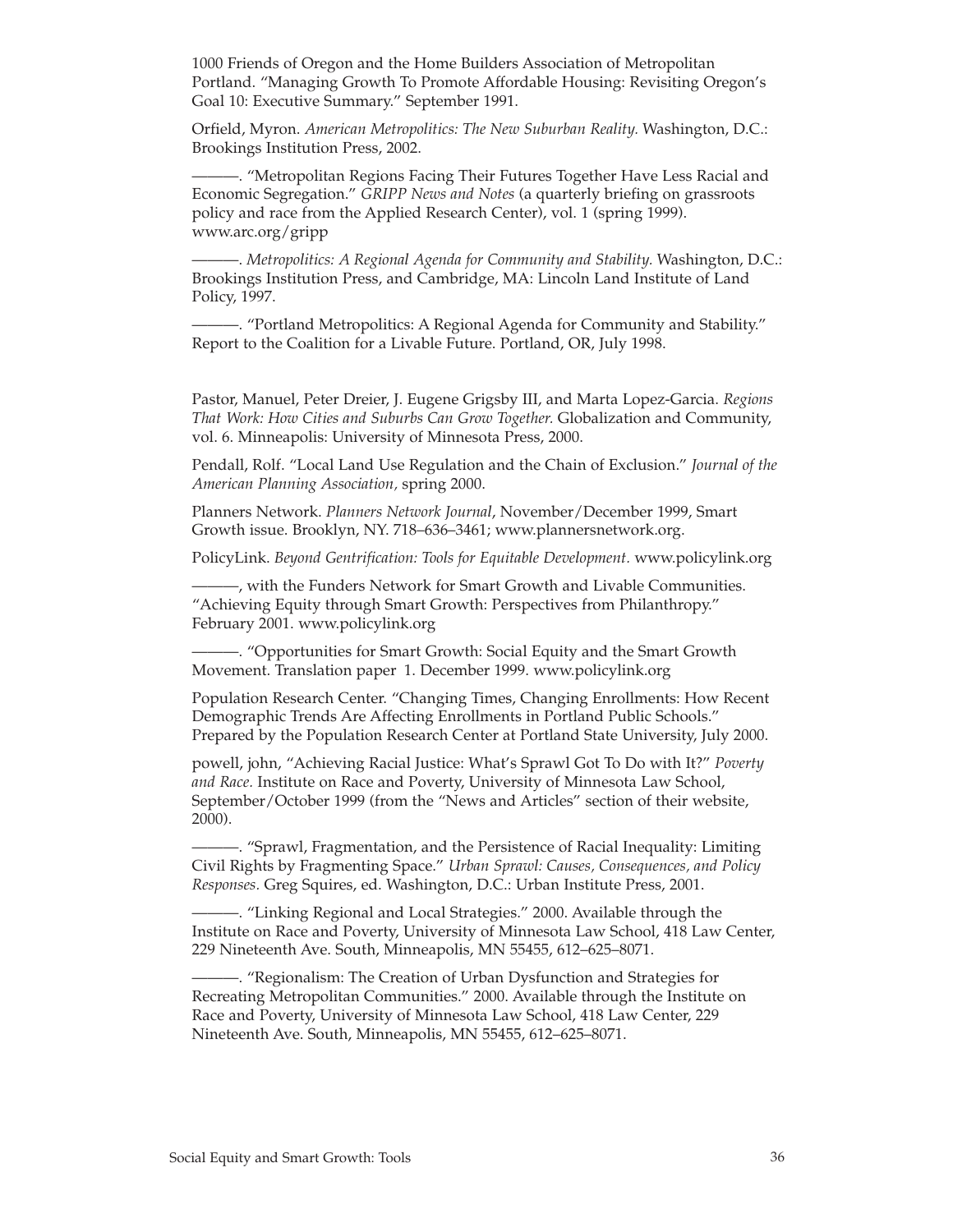1000 Friends of Oregon and the Home Builders Association of Metropolitan Portland. "Managing Growth To Promote Affordable Housing: Revisiting Oregon's Goal 10: Executive Summary." September 1991.

Orfield, Myron. *American Metropolitics: The New Suburban Reality.* Washington, D.C.: Brookings Institution Press, 2002.

———. "Metropolitan Regions Facing Their Futures Together Have Less Racial and Economic Segregation." *GRIPP News and Notes* (a quarterly briefing on grassroots policy and race from the Applied Research Center), vol. 1 (spring 1999). www.arc.org/gripp

———. *Metropolitics: A Regional Agenda for Community and Stability.* Washington, D.C.: Brookings Institution Press, and Cambridge, MA: Lincoln Land Institute of Land Policy, 1997.

———. "Portland Metropolitics: A Regional Agenda for Community and Stability." Report to the Coalition for a Livable Future. Portland, OR, July 1998.

Pastor, Manuel, Peter Dreier, J. Eugene Grigsby III, and Marta Lopez-Garcia. *Regions That Work: How Cities and Suburbs Can Grow Together.* Globalization and Community, vol. 6. Minneapolis: University of Minnesota Press, 2000.

Pendall, Rolf. "Local Land Use Regulation and the Chain of Exclusion." *Journal of the American Planning Association,* spring 2000.

Planners Network. *Planners Network Journal*, November/December 1999, Smart Growth issue. Brooklyn, NY. 718–636–3461; www.plannersnetwork.org.

PolicyLink. *Beyond Gentrification: Tools for Equitable Development.* www.policylink.org

———, with the Funders Network for Smart Growth and Livable Communities. "Achieving Equity through Smart Growth: Perspectives from Philanthropy." February 2001. www.policylink.org

———. "Opportunities for Smart Growth: Social Equity and the Smart Growth Movement. Translation paper 1. December 1999. www.policylink.org

Population Research Center. "Changing Times, Changing Enrollments: How Recent Demographic Trends Are Affecting Enrollments in Portland Public Schools." Prepared by the Population Research Center at Portland State University, July 2000.

powell, john, "Achieving Racial Justice: What's Sprawl Got To Do with It?" *Poverty and Race.* Institute on Race and Poverty, University of Minnesota Law School, September/October 1999 (from the "News and Articles" section of their website, 2000).

———. "Sprawl, Fragmentation, and the Persistence of Racial Inequality: Limiting Civil Rights by Fragmenting Space." *Urban Sprawl: Causes, Consequences, and Policy Responses.* Greg Squires, ed. Washington, D.C.: Urban Institute Press, 2001.

———. "Linking Regional and Local Strategies." 2000. Available through the Institute on Race and Poverty, University of Minnesota Law School, 418 Law Center, 229 Nineteenth Ave. South, Minneapolis, MN 55455, 612–625–8071.

———. "Regionalism: The Creation of Urban Dysfunction and Strategies for Recreating Metropolitan Communities." 2000. Available through the Institute on Race and Poverty, University of Minnesota Law School, 418 Law Center, 229 Nineteenth Ave. South, Minneapolis, MN 55455, 612–625–8071.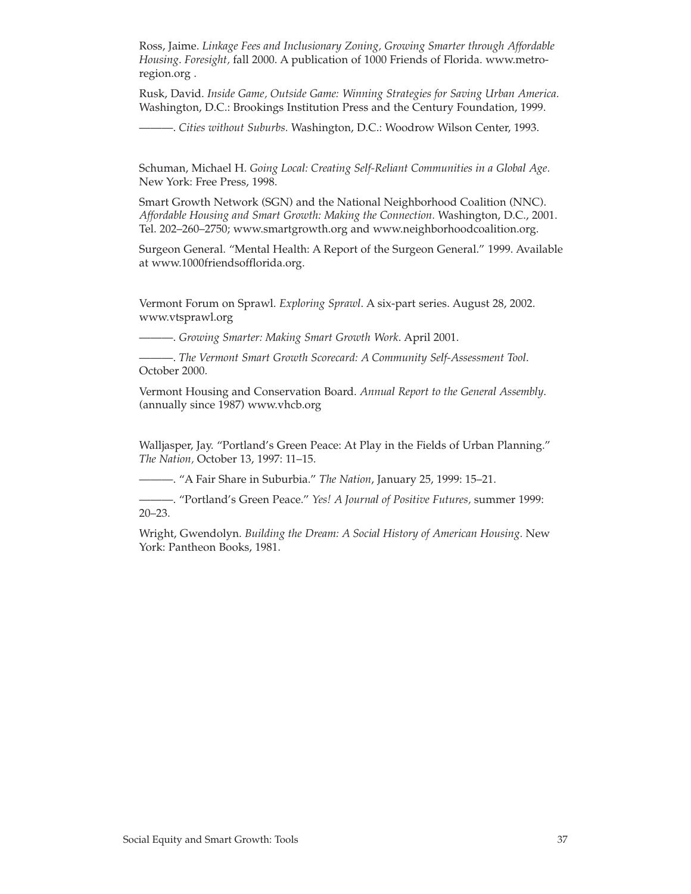Ross, Jaime. *Linkage Fees and Inclusionary Zoning, Growing Smarter through Affordable Housing*. *Foresight,* fall 2000. A publication of 1000 Friends of Florida. www.metro-region.org .

Rusk, David. *Inside Game, Outside Game: Winning Strategies for Saving Urban America.* Washington, D.C.: Brookings Institution Press and the Century Foundation, 1999.

———. *Cities without Suburbs.* Washington, D.C.: Woodrow Wilson Center, 1993.

Schuman, Michael H. *Going Local: Creating Self-Reliant Communities in a Global Age.* New York: Free Press, 1998.

Smart Growth Network (SGN) and the National Neighborhood Coalition (NNC). *Affordable Housing and Smart Growth: Making the Connection.* Washington, D.C., 2001. Tel. 202–260–2750; www.smartgrowth.org and www.neighborhoodcoalition.org.

Surgeon General. "Mental Health: A Report of the Surgeon General." 1999. Available at www.1000friendsofflorida.org.

Vermont Forum on Sprawl. *Exploring Sprawl*. A six-part series. August 28, 2002. www.vtsprawl.org

———. *Growing Smarter: Making Smart Growth Work*. April 2001.

———. *The Vermont Smart Growth Scorecard: A Community Self-Assessment Tool*. October 2000.

Vermont Housing and Conservation Board. *Annual Report to the General Assembly.* (annually since 1987) www.vhcb.org

Walljasper, Jay. "Portland's Green Peace: At Play in the Fields of Urban Planning." *The Nation,* October 13, 1997: 11–15.

———. "A Fair Share in Suburbia." *The Nation*, January 25, 1999: 15–21.

———. "Portland's Green Peace." *Yes! A Journal of Positive Futures,* summer 1999: 20–23.

Wright, Gwendolyn. *Building the Dream: A Social History of American Housing.* New York: Pantheon Books, 1981.